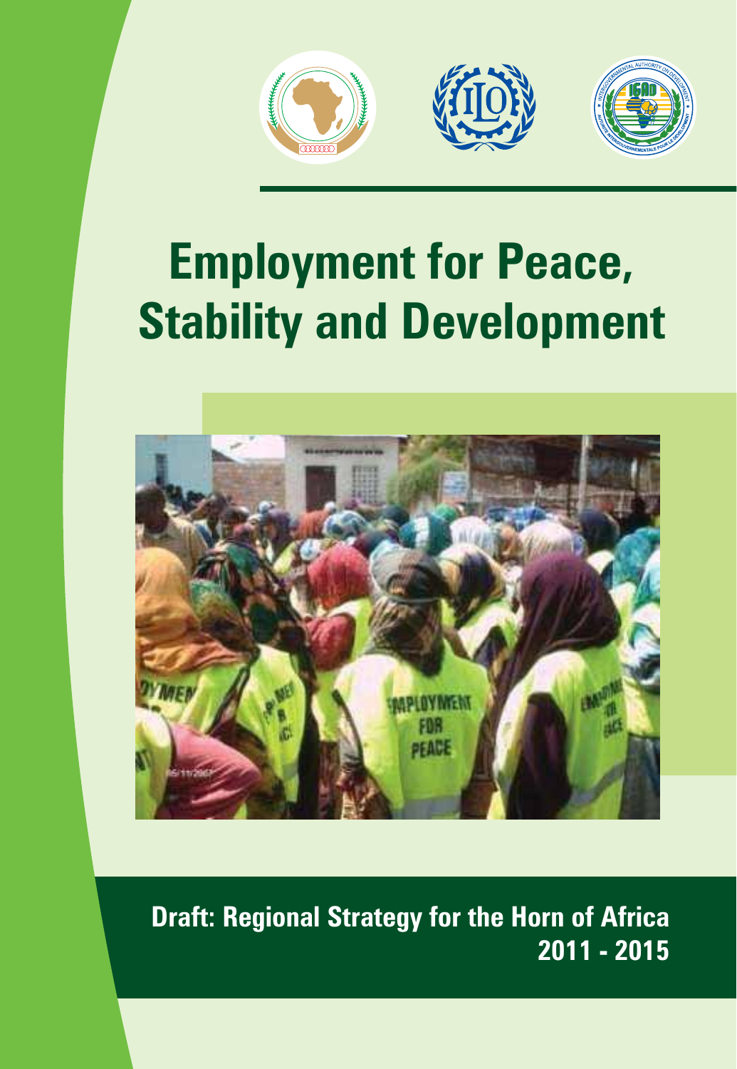# Employment for Peace, Stability and Development

**Draft: Regional Strategy for the Horn of Africa 2011 - 2015**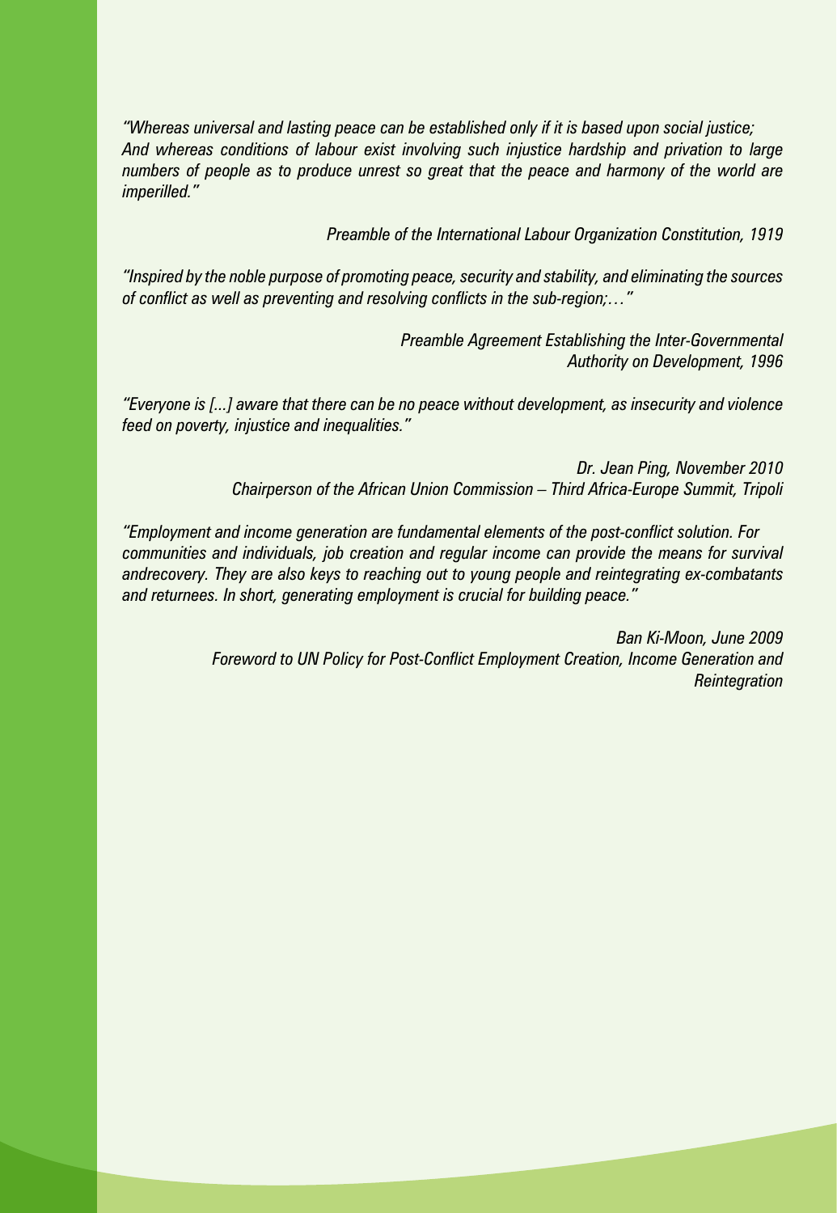*"Whereas universal and lasting peace can be established only if it is based upon social justice; And whereas conditions of labour exist involving such injustice hardship and privation to large numbers of people as to produce unrest so great that the peace and harmony of the world are imperilled."*

*Preamble of the International Labour Organization Constitution, 1919*

*"Inspired by the noble purpose of promoting peace, security and stability, and eliminating the sources of conflict as well as preventing and resolving conflicts in the sub-region;…"*

*Preamble Agreement Establishing the Inter-Governmental Authority on Development, 1996*

*"Everyone is [...] aware that there can be no peace without development, as insecurity and violence feed on poverty, injustice and inequalities."*

*Dr. Jean Ping, November 2010*
*Chairperson of the African Union Commission – Third Africa-Europe Summit, Tripoli*

*"Employment and income generation are fundamental elements of the post-conflict solution. For communities and individuals, job creation and regular income can provide the means for survival andrecovery. They are also keys to reaching out to young people and reintegrating ex-combatants and returnees. In short, generating employment is crucial for building peace."*

*Ban Ki-Moon, June 2009*
*Foreword to UN Policy for Post-Conflict Employment Creation, Income Generation and Reintegration*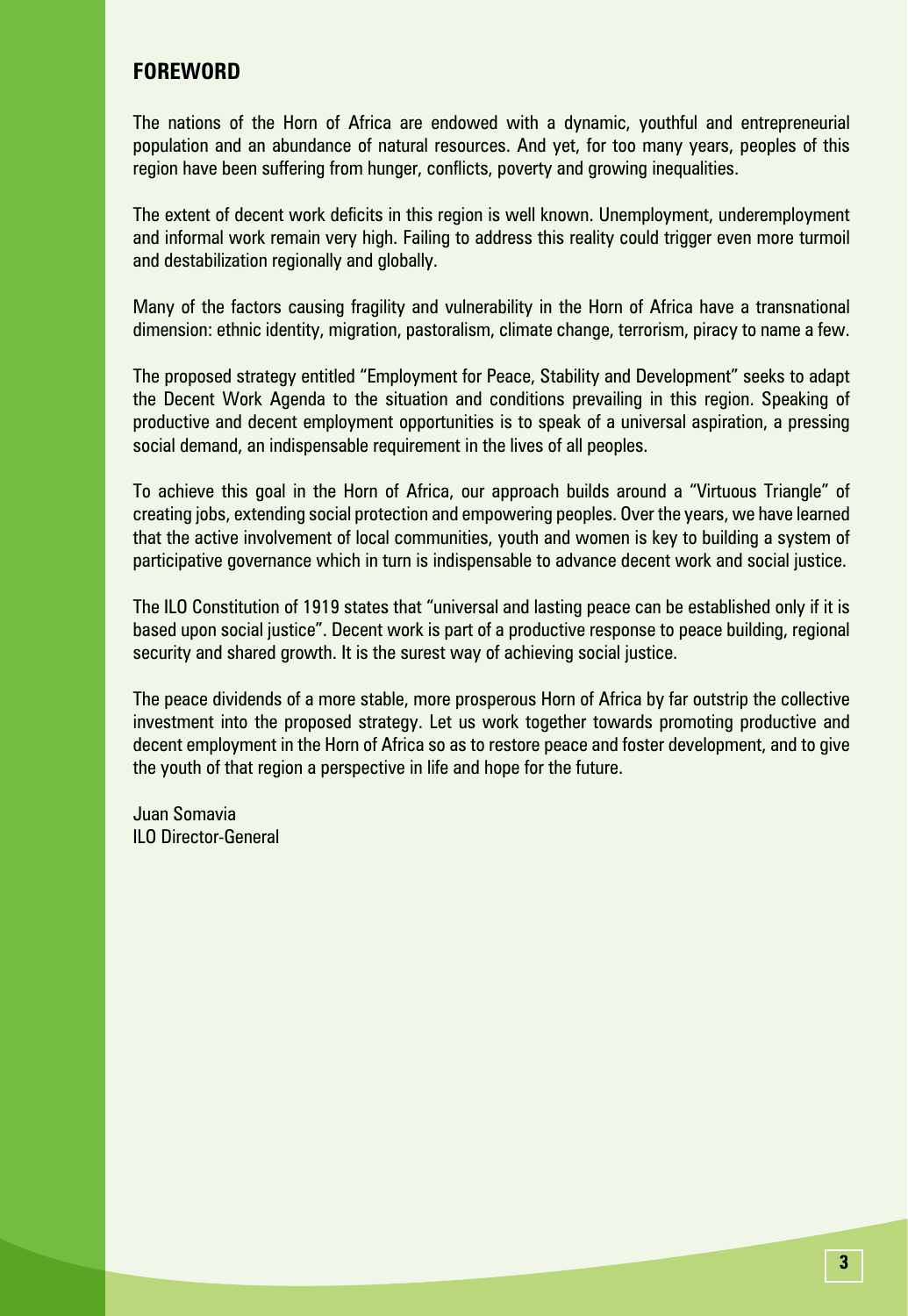## FOREWORD

The nations of the Horn of Africa are endowed with a dynamic, youthful and entrepreneurial population and an abundance of natural resources. And yet, for too many years, peoples of this region have been suffering from hunger, conflicts, poverty and growing inequalities.

The extent of decent work deficits in this region is well known. Unemployment, underemployment and informal work remain very high. Failing to address this reality could trigger even more turmoil and destabilization regionally and globally.

Many of the factors causing fragility and vulnerability in the Horn of Africa have a transnational dimension: ethnic identity, migration, pastoralism, climate change, terrorism, piracy to name a few.

The proposed strategy entitled "Employment for Peace, Stability and Development" seeks to adapt the Decent Work Agenda to the situation and conditions prevailing in this region. Speaking of productive and decent employment opportunities is to speak of a universal aspiration, a pressing social demand, an indispensable requirement in the lives of all peoples.

To achieve this goal in the Horn of Africa, our approach builds around a "Virtuous Triangle" of creating jobs, extending social protection and empowering peoples. Over the years, we have learned that the active involvement of local communities, youth and women is key to building a system of participative governance which in turn is indispensable to advance decent work and social justice.

The ILO Constitution of 1919 states that "universal and lasting peace can be established only if it is based upon social justice". Decent work is part of a productive response to peace building, regional security and shared growth. It is the surest way of achieving social justice.

The peace dividends of a more stable, more prosperous Horn of Africa by far outstrip the collective investment into the proposed strategy. Let us work together towards promoting productive and decent employment in the Horn of Africa so as to restore peace and foster development, and to give the youth of that region a perspective in life and hope for the future.

Juan Somavia
ILO Director-General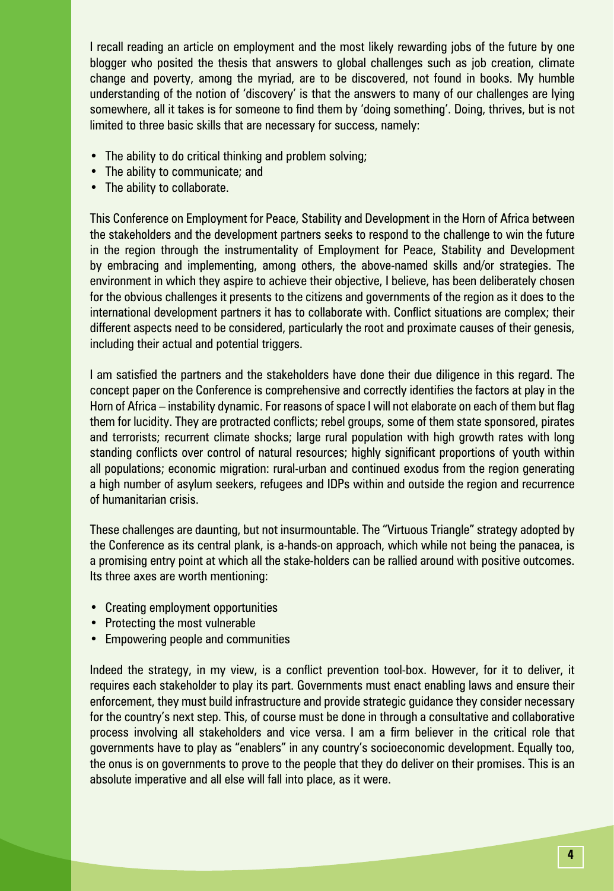I recall reading an article on employment and the most likely rewarding jobs of the future by one blogger who posited the thesis that answers to global challenges such as job creation, climate change and poverty, among the myriad, are to be discovered, not found in books. My humble understanding of the notion of 'discovery' is that the answers to many of our challenges are lying somewhere, all it takes is for someone to find them by 'doing something'. Doing, thrives, but is not limited to three basic skills that are necessary for success, namely:

- The ability to do critical thinking and problem solving;
- The ability to communicate; and
- The ability to collaborate.

This Conference on Employment for Peace, Stability and Development in the Horn of Africa between the stakeholders and the development partners seeks to respond to the challenge to win the future in the region through the instrumentality of Employment for Peace, Stability and Development by embracing and implementing, among others, the above-named skills and/or strategies. The environment in which they aspire to achieve their objective, I believe, has been deliberately chosen for the obvious challenges it presents to the citizens and governments of the region as it does to the international development partners it has to collaborate with. Conflict situations are complex; their different aspects need to be considered, particularly the root and proximate causes of their genesis, including their actual and potential triggers.

I am satisfied the partners and the stakeholders have done their due diligence in this regard. The concept paper on the Conference is comprehensive and correctly identifies the factors at play in the Horn of Africa – instability dynamic. For reasons of space I will not elaborate on each of them but flag them for lucidity. They are protracted conflicts; rebel groups, some of them state sponsored, pirates and terrorists; recurrent climate shocks; large rural population with high growth rates with long standing conflicts over control of natural resources; highly significant proportions of youth within all populations; economic migration: rural-urban and continued exodus from the region generating a high number of asylum seekers, refugees and IDPs within and outside the region and recurrence of humanitarian crisis.

These challenges are daunting, but not insurmountable. The "Virtuous Triangle" strategy adopted by the Conference as its central plank, is a-hands-on approach, which while not being the panacea, is a promising entry point at which all the stake-holders can be rallied around with positive outcomes. Its three axes are worth mentioning:

- Creating employment opportunities
- Protecting the most vulnerable
- Empowering people and communities

Indeed the strategy, in my view, is a conflict prevention tool-box. However, for it to deliver, it requires each stakeholder to play its part. Governments must enact enabling laws and ensure their enforcement, they must build infrastructure and provide strategic guidance they consider necessary for the country's next step. This, of course must be done in through a consultative and collaborative process involving all stakeholders and vice versa. I am a firm believer in the critical role that governments have to play as "enablers" in any country's socioeconomic development. Equally too, the onus is on governments to prove to the people that they do deliver on their promises. This is an absolute imperative and all else will fall into place, as it were.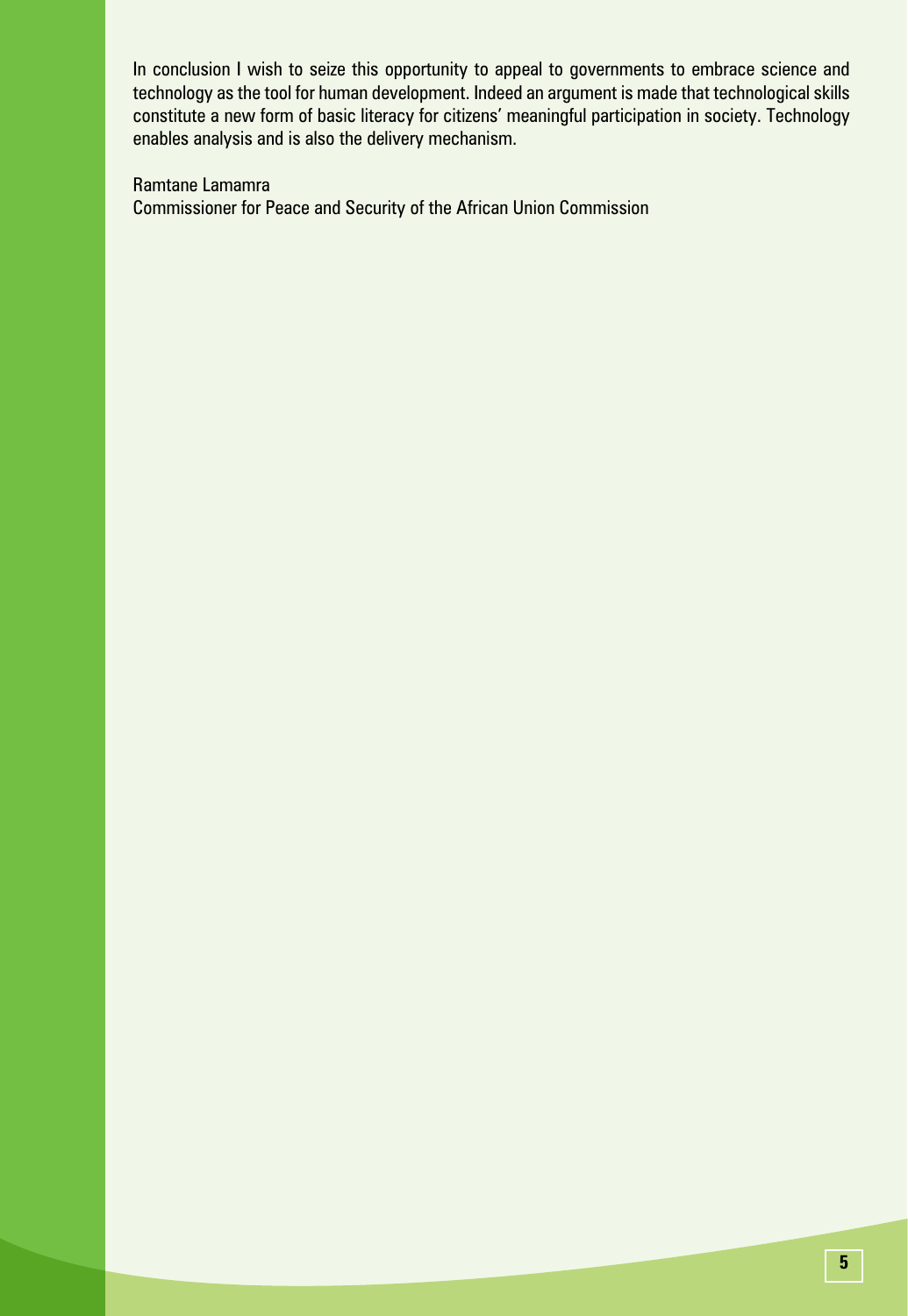In conclusion I wish to seize this opportunity to appeal to governments to embrace science and technology as the tool for human development. Indeed an argument is made that technological skills constitute a new form of basic literacy for citizens' meaningful participation in society. Technology enables analysis and is also the delivery mechanism.

Ramtane Lamamra
Commissioner for Peace and Security of the African Union Commission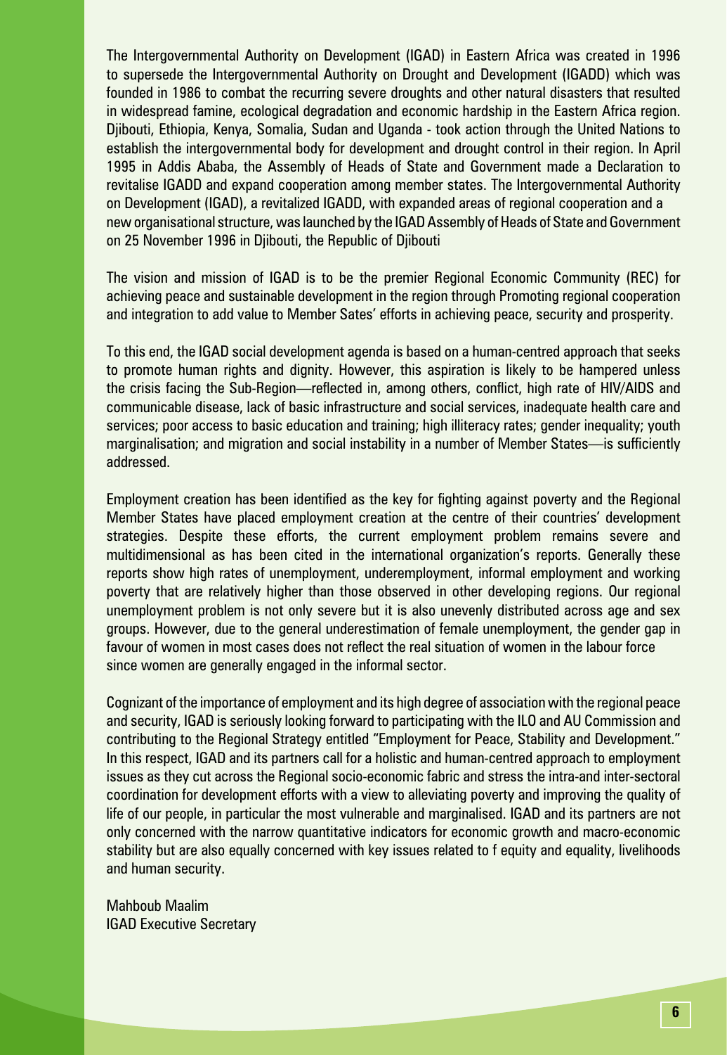The Intergovernmental Authority on Development (IGAD) in Eastern Africa was created in 1996 to supersede the Intergovernmental Authority on Drought and Development (IGADD) which was founded in 1986 to combat the recurring severe droughts and other natural disasters that resulted in widespread famine, ecological degradation and economic hardship in the Eastern Africa region. Djibouti, Ethiopia, Kenya, Somalia, Sudan and Uganda - took action through the United Nations to establish the intergovernmental body for development and drought control in their region. In April 1995 in Addis Ababa, the Assembly of Heads of State and Government made a Declaration to revitalise IGADD and expand cooperation among member states. The Intergovernmental Authority on Development (IGAD), a revitalized IGADD, with expanded areas of regional cooperation and a new organisational structure, was launched by the IGAD Assembly of Heads of State and Government on 25 November 1996 in Djibouti, the Republic of Djibouti

The vision and mission of IGAD is to be the premier Regional Economic Community (REC) for achieving peace and sustainable development in the region through Promoting regional cooperation and integration to add value to Member Sates' efforts in achieving peace, security and prosperity.

To this end, the IGAD social development agenda is based on a human-centred approach that seeks to promote human rights and dignity. However, this aspiration is likely to be hampered unless the crisis facing the Sub-Region—reflected in, among others, conflict, high rate of HIV/AIDS and communicable disease, lack of basic infrastructure and social services, inadequate health care and services; poor access to basic education and training; high illiteracy rates; gender inequality; youth marginalisation; and migration and social instability in a number of Member States—is sufficiently addressed.

Employment creation has been identified as the key for fighting against poverty and the Regional Member States have placed employment creation at the centre of their countries' development strategies. Despite these efforts, the current employment problem remains severe and multidimensional as has been cited in the international organization's reports. Generally these reports show high rates of unemployment, underemployment, informal employment and working poverty that are relatively higher than those observed in other developing regions. Our regional unemployment problem is not only severe but it is also unevenly distributed across age and sex groups. However, due to the general underestimation of female unemployment, the gender gap in favour of women in most cases does not reflect the real situation of women in the labour force since women are generally engaged in the informal sector.

Cognizant of the importance of employment and its high degree of association with the regional peace and security, IGAD is seriously looking forward to participating with the ILO and AU Commission and contributing to the Regional Strategy entitled "Employment for Peace, Stability and Development." In this respect, IGAD and its partners call for a holistic and human-centred approach to employment issues as they cut across the Regional socio-economic fabric and stress the intra-and inter-sectoral coordination for development efforts with a view to alleviating poverty and improving the quality of life of our people, in particular the most vulnerable and marginalised. IGAD and its partners are not only concerned with the narrow quantitative indicators for economic growth and macro-economic stability but are also equally concerned with key issues related to f equity and equality, livelihoods and human security.

Mahboub Maalim
IGAD Executive Secretary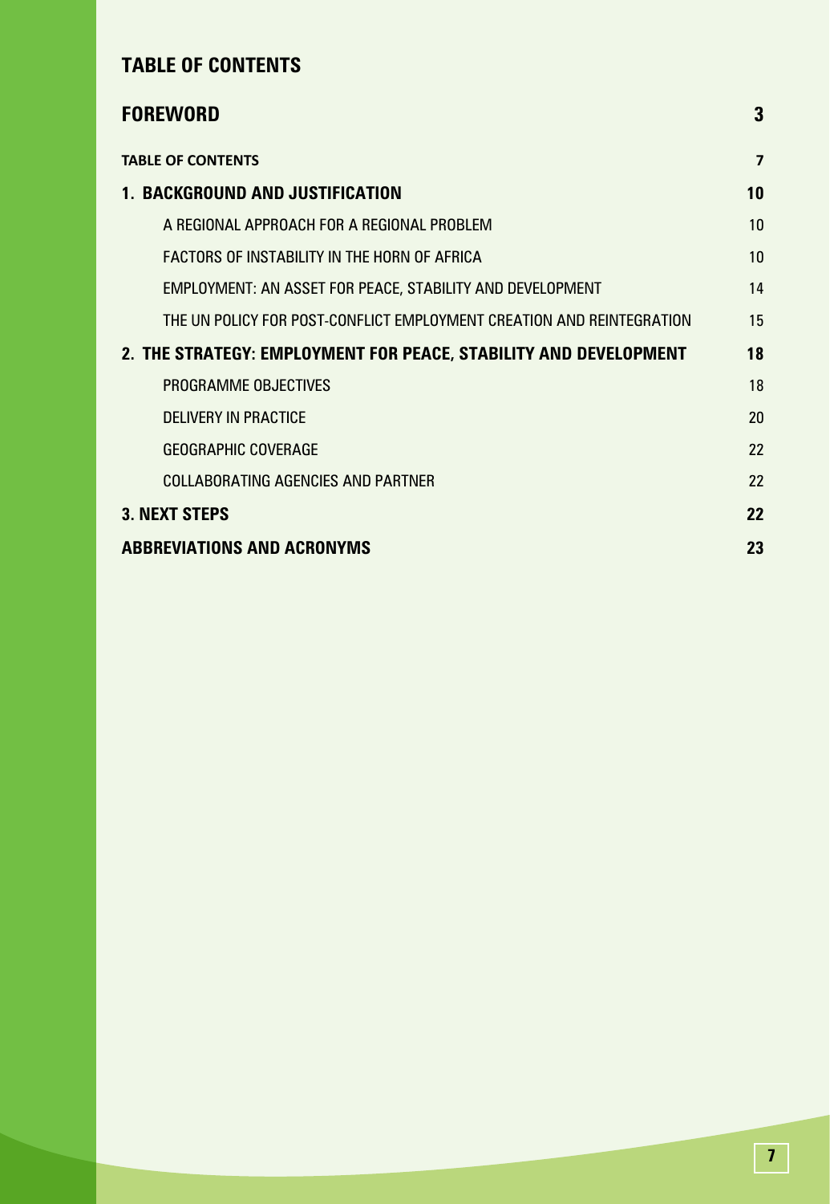# TABLE OF CONTENTS

| | |
|---|---|
| **FOREWORD** | **3** |
| **TABLE OF CONTENTS** | **7** |
| **1. BACKGROUND AND JUSTIFICATION** | **10** |
| A REGIONAL APPROACH FOR A REGIONAL PROBLEM | 10 |
| FACTORS OF INSTABILITY IN THE HORN OF AFRICA | 10 |
| EMPLOYMENT: AN ASSET FOR PEACE, STABILITY AND DEVELOPMENT | 14 |
| THE UN POLICY FOR POST-CONFLICT EMPLOYMENT CREATION AND REINTEGRATION | 15 |
| **2. THE STRATEGY: EMPLOYMENT FOR PEACE, STABILITY AND DEVELOPMENT** | **18** |
| PROGRAMME OBJECTIVES | 18 |
| DELIVERY IN PRACTICE | 20 |
| GEOGRAPHIC COVERAGE | 22 |
| COLLABORATING AGENCIES AND PARTNER | 22 |
| **3. NEXT STEPS** | **22** |
| **ABBREVIATIONS AND ACRONYMS** | **23** |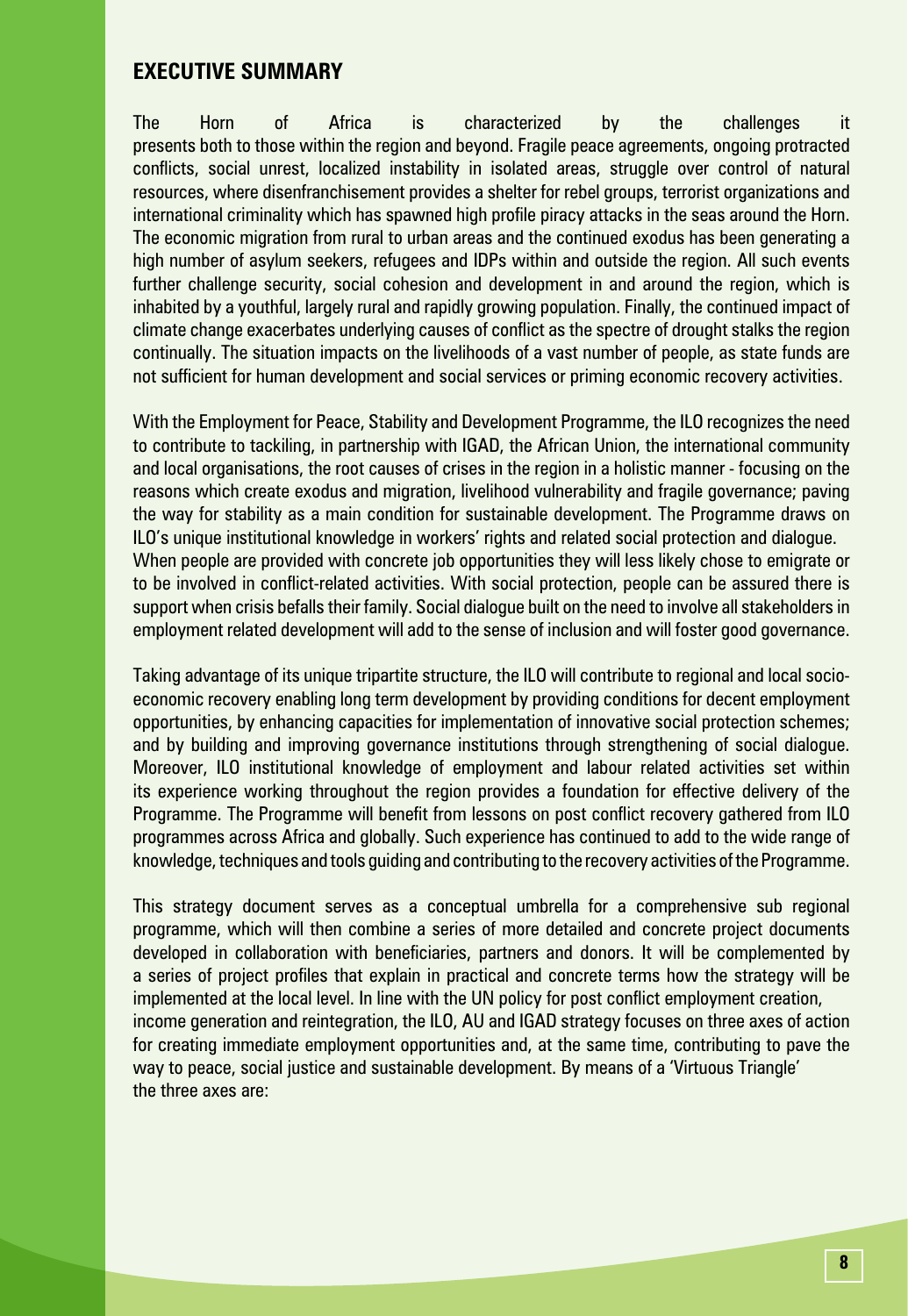## EXECUTIVE SUMMARY

The Horn of Africa is characterized by the challenges it presents both to those within the region and beyond. Fragile peace agreements, ongoing protracted conflicts, social unrest, localized instability in isolated areas, struggle over control of natural resources, where disenfranchisement provides a shelter for rebel groups, terrorist organizations and international criminality which has spawned high profile piracy attacks in the seas around the Horn. The economic migration from rural to urban areas and the continued exodus has been generating a high number of asylum seekers, refugees and IDPs within and outside the region. All such events further challenge security, social cohesion and development in and around the region, which is inhabited by a youthful, largely rural and rapidly growing population. Finally, the continued impact of climate change exacerbates underlying causes of conflict as the spectre of drought stalks the region continually. The situation impacts on the livelihoods of a vast number of people, as state funds are not sufficient for human development and social services or priming economic recovery activities.

With the Employment for Peace, Stability and Development Programme, the ILO recognizes the need to contribute to tackiling, in partnership with IGAD, the African Union, the international community and local organisations, the root causes of crises in the region in a holistic manner - focusing on the reasons which create exodus and migration, livelihood vulnerability and fragile governance; paving the way for stability as a main condition for sustainable development. The Programme draws on ILO's unique institutional knowledge in workers' rights and related social protection and dialogue. When people are provided with concrete job opportunities they will less likely chose to emigrate or to be involved in conflict-related activities. With social protection, people can be assured there is support when crisis befalls their family. Social dialogue built on the need to involve all stakeholders in employment related development will add to the sense of inclusion and will foster good governance.

Taking advantage of its unique tripartite structure, the ILO will contribute to regional and local socio-economic recovery enabling long term development by providing conditions for decent employment opportunities, by enhancing capacities for implementation of innovative social protection schemes; and by building and improving governance institutions through strengthening of social dialogue. Moreover, ILO institutional knowledge of employment and labour related activities set within its experience working throughout the region provides a foundation for effective delivery of the Programme. The Programme will benefit from lessons on post conflict recovery gathered from ILO programmes across Africa and globally. Such experience has continued to add to the wide range of knowledge, techniques and tools guiding and contributing to the recovery activities of the Programme.

This strategy document serves as a conceptual umbrella for a comprehensive sub regional programme, which will then combine a series of more detailed and concrete project documents developed in collaboration with beneficiaries, partners and donors. It will be complemented by a series of project profiles that explain in practical and concrete terms how the strategy will be implemented at the local level. In line with the UN policy for post conflict employment creation, income generation and reintegration, the ILO, AU and IGAD strategy focuses on three axes of action for creating immediate employment opportunities and, at the same time, contributing to pave the way to peace, social justice and sustainable development. By means of a 'Virtuous Triangle' the three axes are: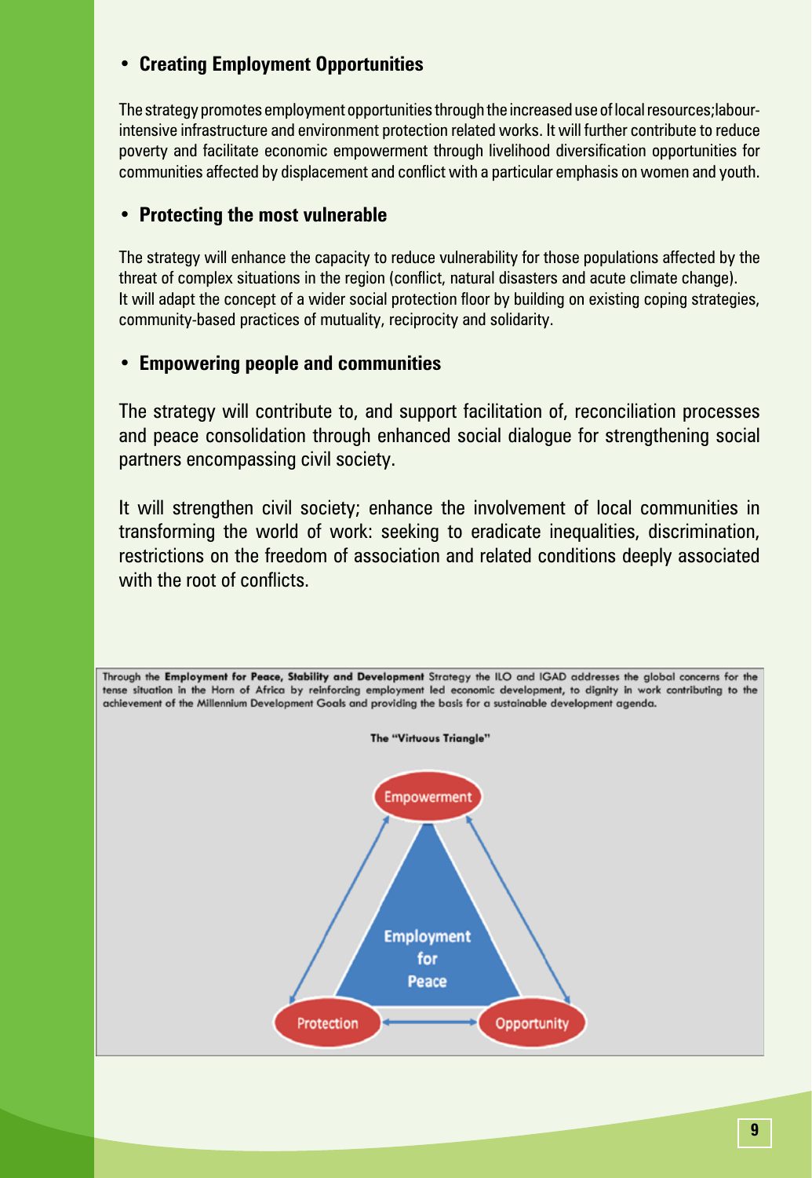- **Creating Employment Opportunities**

The strategy promotes employment opportunities through the increased use of local resources;labour-intensive infrastructure and environment protection related works. It will further contribute to reduce poverty and facilitate economic empowerment through livelihood diversification opportunities for communities affected by displacement and conflict with a particular emphasis on women and youth.

- **Protecting the most vulnerable**

The strategy will enhance the capacity to reduce vulnerability for those populations affected by the threat of complex situations in the region (conflict, natural disasters and acute climate change).
It will adapt the concept of a wider social protection floor by building on existing coping strategies, community-based practices of mutuality, reciprocity and solidarity.

- **Empowering people and communities**

The strategy will contribute to, and support facilitation of, reconciliation processes and peace consolidation through enhanced social dialogue for strengthening social partners encompassing civil society.

It will strengthen civil society; enhance the involvement of local communities in transforming the world of work: seeking to eradicate inequalities, discrimination, restrictions on the freedom of association and related conditions deeply associated with the root of conflicts.

Through the **Employment for Peace, Stability and Development** Strategy the ILO and IGAD addresses the global concerns for the tense situation in the Horn of Africa by reinforcing employment led economic development, to dignity in work contributing to the achievement of the Millennium Development Goals and providing the basis for a sustainable development agenda.

**The "Virtuous Triangle"**

Empowerment

Employment for Peace

Protection

Opportunity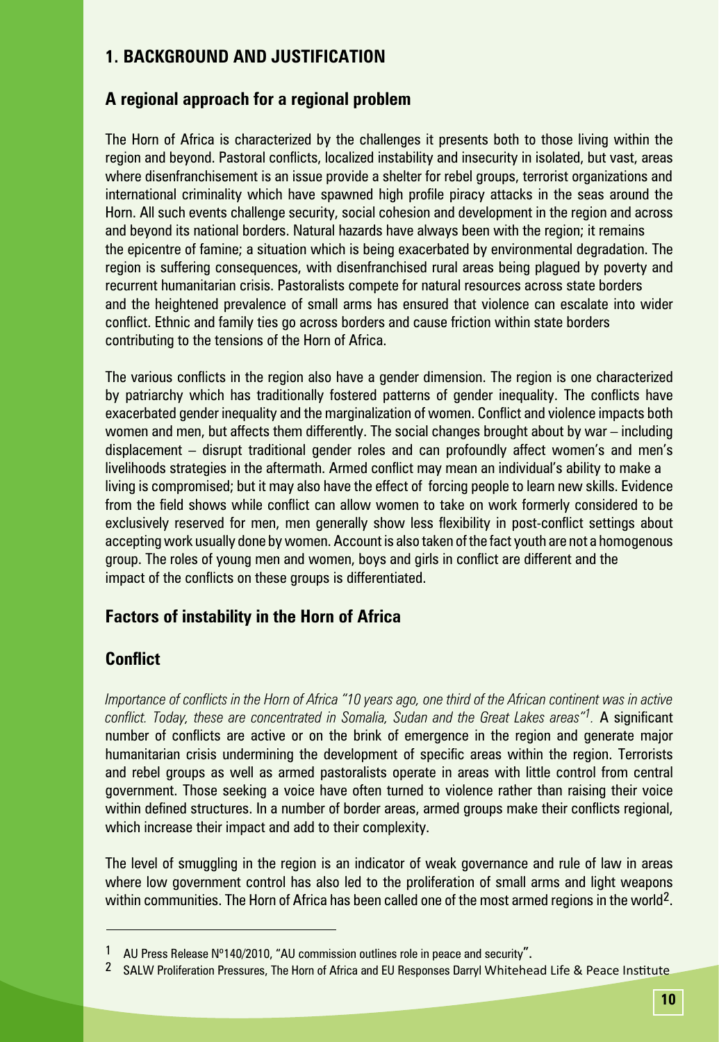## 1. BACKGROUND AND JUSTIFICATION

### A regional approach for a regional problem

The Horn of Africa is characterized by the challenges it presents both to those living within the region and beyond. Pastoral conflicts, localized instability and insecurity in isolated, but vast, areas where disenfranchisement is an issue provide a shelter for rebel groups, terrorist organizations and international criminality which have spawned high profile piracy attacks in the seas around the Horn. All such events challenge security, social cohesion and development in the region and across and beyond its national borders. Natural hazards have always been with the region; it remains the epicentre of famine; a situation which is being exacerbated by environmental degradation. The region is suffering consequences, with disenfranchised rural areas being plagued by poverty and recurrent humanitarian crisis. Pastoralists compete for natural resources across state borders and the heightened prevalence of small arms has ensured that violence can escalate into wider conflict. Ethnic and family ties go across borders and cause friction within state borders contributing to the tensions of the Horn of Africa.

The various conflicts in the region also have a gender dimension. The region is one characterized by patriarchy which has traditionally fostered patterns of gender inequality. The conflicts have exacerbated gender inequality and the marginalization of women. Conflict and violence impacts both women and men, but affects them differently. The social changes brought about by war – including displacement – disrupt traditional gender roles and can profoundly affect women's and men's livelihoods strategies in the aftermath. Armed conflict may mean an individual's ability to make a living is compromised; but it may also have the effect of forcing people to learn new skills. Evidence from the field shows while conflict can allow women to take on work formerly considered to be exclusively reserved for men, men generally show less flexibility in post-conflict settings about accepting work usually done by women. Account is also taken of the fact youth are not a homogenous group. The roles of young men and women, boys and girls in conflict are different and the impact of the conflicts on these groups is differentiated.

### Factors of instability in the Horn of Africa

### Conflict

*Importance of conflicts in the Horn of Africa "10 years ago, one third of the African continent was in active conflict. Today, these are concentrated in Somalia, Sudan and the Great Lakes areas"*[1]. A significant number of conflicts are active or on the brink of emergence in the region and generate major humanitarian crisis undermining the development of specific areas within the region. Terrorists and rebel groups as well as armed pastoralists operate in areas with little control from central government. Those seeking a voice have often turned to violence rather than raising their voice within defined structures. In a number of border areas, armed groups make their conflicts regional, which increase their impact and add to their complexity.

The level of smuggling in the region is an indicator of weak governance and rule of law in areas where low government control has also led to the proliferation of small arms and light weapons within communities. The Horn of Africa has been called one of the most armed regions in the world[2].

---

[1] AU Press Release N°140/2010, "AU commission outlines role in peace and security".

[2] SALW Proliferation Pressures, The Horn of Africa and EU Responses Darryl Whitehead Life & Peace Institute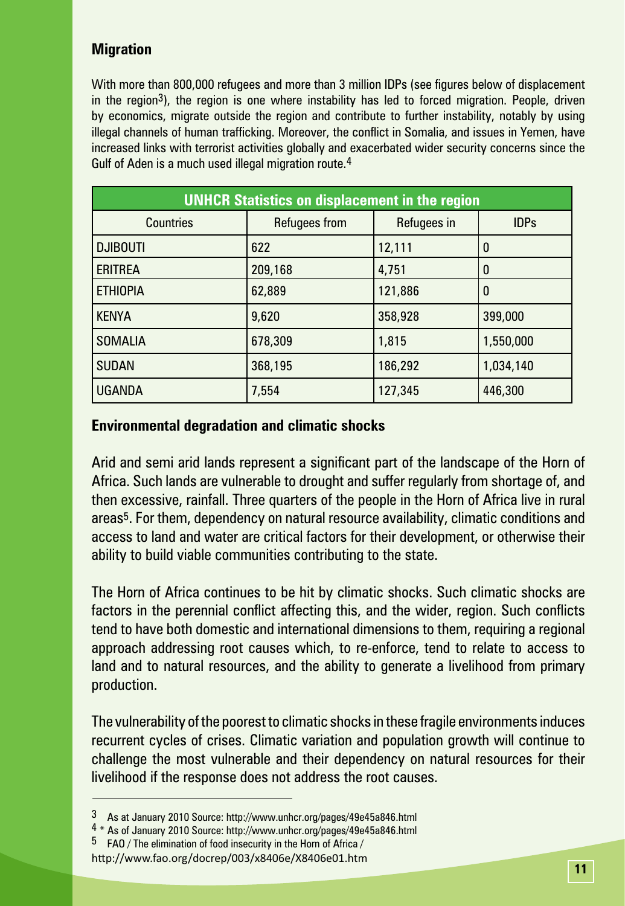## Migration

With more than 800,000 refugees and more than 3 million IDPs (see figures below of displacement in the region[3]), the region is one where instability has led to forced migration. People, driven by economics, migrate outside the region and contribute to further instability, notably by using illegal channels of human trafficking. Moreover, the conflict in Somalia, and issues in Yemen, have increased links with terrorist activities globally and exacerbated wider security concerns since the Gulf of Aden is a much used illegal migration route.[4]

| UNHCR Statistics on displacement in the region | | | |
|---|---|---|---|
| Countries | Refugees from | Refugees in | IDPs |
| DJIBOUTI | 622 | 12,111 | 0 |
| ERITREA | 209,168 | 4,751 | 0 |
| ETHIOPIA | 62,889 | 121,886 | 0 |
| KENYA | 9,620 | 358,928 | 399,000 |
| SOMALIA | 678,309 | 1,815 | 1,550,000 |
| SUDAN | 368,195 | 186,292 | 1,034,140 |
| UGANDA | 7,554 | 127,345 | 446,300 |

## Environmental degradation and climatic shocks

Arid and semi arid lands represent a significant part of the landscape of the Horn of Africa. Such lands are vulnerable to drought and suffer regularly from shortage of, and then excessive, rainfall. Three quarters of the people in the Horn of Africa live in rural areas[5]. For them, dependency on natural resource availability, climatic conditions and access to land and water are critical factors for their development, or otherwise their ability to build viable communities contributing to the state.

The Horn of Africa continues to be hit by climatic shocks. Such climatic shocks are factors in the perennial conflict affecting this, and the wider, region. Such conflicts tend to have both domestic and international dimensions to them, requiring a regional approach addressing root causes which, to re-enforce, tend to relate to access to land and to natural resources, and the ability to generate a livelihood from primary production.

The vulnerability of the poorest to climatic shocks in these fragile environments induces recurrent cycles of crises. Climatic variation and population growth will continue to challenge the most vulnerable and their dependency on natural resources for their livelihood if the response does not address the root causes.

---

[3] As at January 2010 Source: http://www.unhcr.org/pages/49e45a846.html

[4] * As of January 2010 Source: http://www.unhcr.org/pages/49e45a846.html

[5] FAO / The elimination of food insecurity in the Horn of Africa / http://www.fao.org/docrep/003/x8406e/X8406e01.htm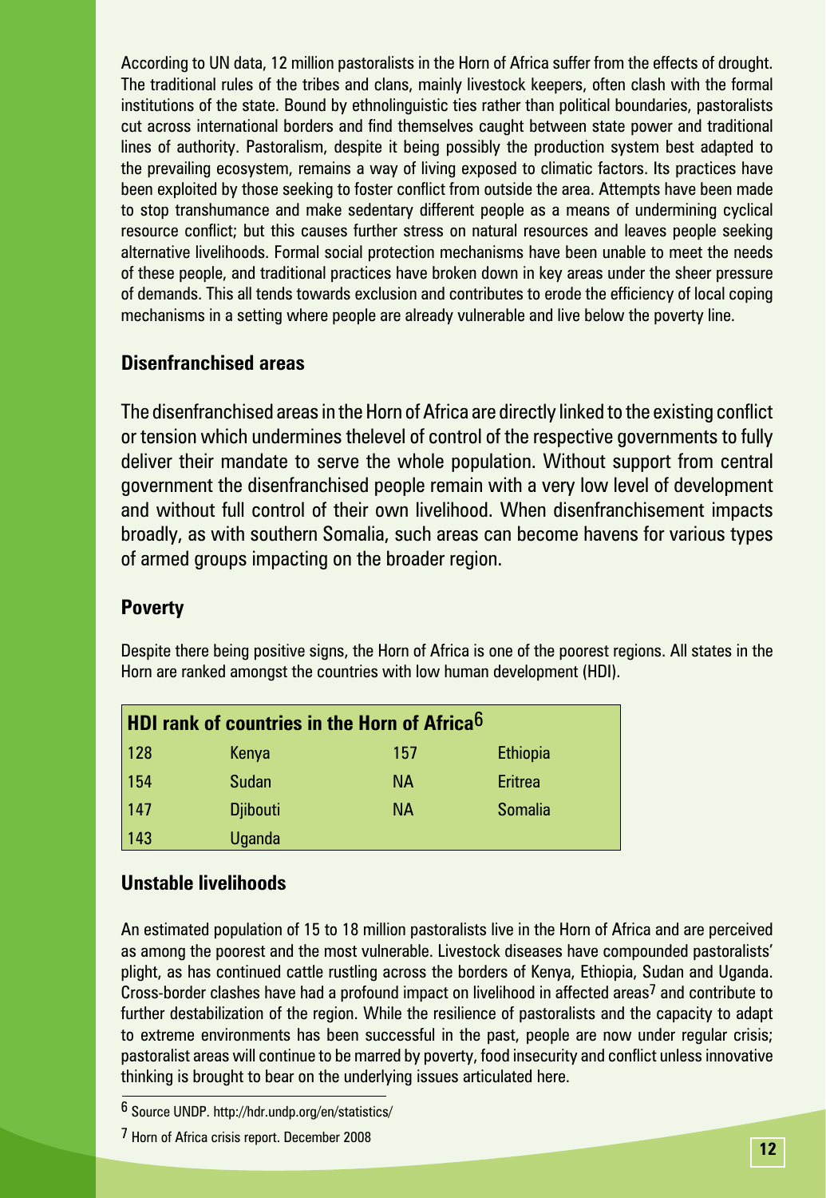According to UN data, 12 million pastoralists in the Horn of Africa suffer from the effects of drought. The traditional rules of the tribes and clans, mainly livestock keepers, often clash with the formal institutions of the state. Bound by ethnolinguistic ties rather than political boundaries, pastoralists cut across international borders and find themselves caught between state power and traditional lines of authority. Pastoralism, despite it being possibly the production system best adapted to the prevailing ecosystem, remains a way of living exposed to climatic factors. Its practices have been exploited by those seeking to foster conflict from outside the area. Attempts have been made to stop transhumance and make sedentary different people as a means of undermining cyclical resource conflict; but this causes further stress on natural resources and leaves people seeking alternative livelihoods. Formal social protection mechanisms have been unable to meet the needs of these people, and traditional practices have broken down in key areas under the sheer pressure of demands. This all tends towards exclusion and contributes to erode the efficiency of local coping mechanisms in a setting where people are already vulnerable and live below the poverty line.

## Disenfranchised areas

The disenfranchised areas in the Horn of Africa are directly linked to the existing conflict or tension which undermines thelevel of control of the respective governments to fully deliver their mandate to serve the whole population. Without support from central government the disenfranchised people remain with a very low level of development and without full control of their own livelihood. When disenfranchisement impacts broadly, as with southern Somalia, such areas can become havens for various types of armed groups impacting on the broader region.

## Poverty

Despite there being positive signs, the Horn of Africa is one of the poorest regions. All states in the Horn are ranked amongst the countries with low human development (HDI).

| HDI rank of countries in the Horn of Africa[6] | | | |
|---|---|---|---|
| 128 | Kenya | 157 | Ethiopia |
| 154 | Sudan | NA | Eritrea |
| 147 | Djibouti | NA | Somalia |
| 143 | Uganda | | |

## Unstable livelihoods

An estimated population of 15 to 18 million pastoralists live in the Horn of Africa and are perceived as among the poorest and the most vulnerable. Livestock diseases have compounded pastoralists' plight, as has continued cattle rustling across the borders of Kenya, Ethiopia, Sudan and Uganda. Cross-border clashes have had a profound impact on livelihood in affected areas[7] and contribute to further destabilization of the region. While the resilience of pastoralists and the capacity to adapt to extreme environments has been successful in the past, people are now under regular crisis; pastoralist areas will continue to be marred by poverty, food insecurity and conflict unless innovative thinking is brought to bear on the underlying issues articulated here.

---

[6] Source UNDP. http://hdr.undp.org/en/statistics/

[7] Horn of Africa crisis report. December 2008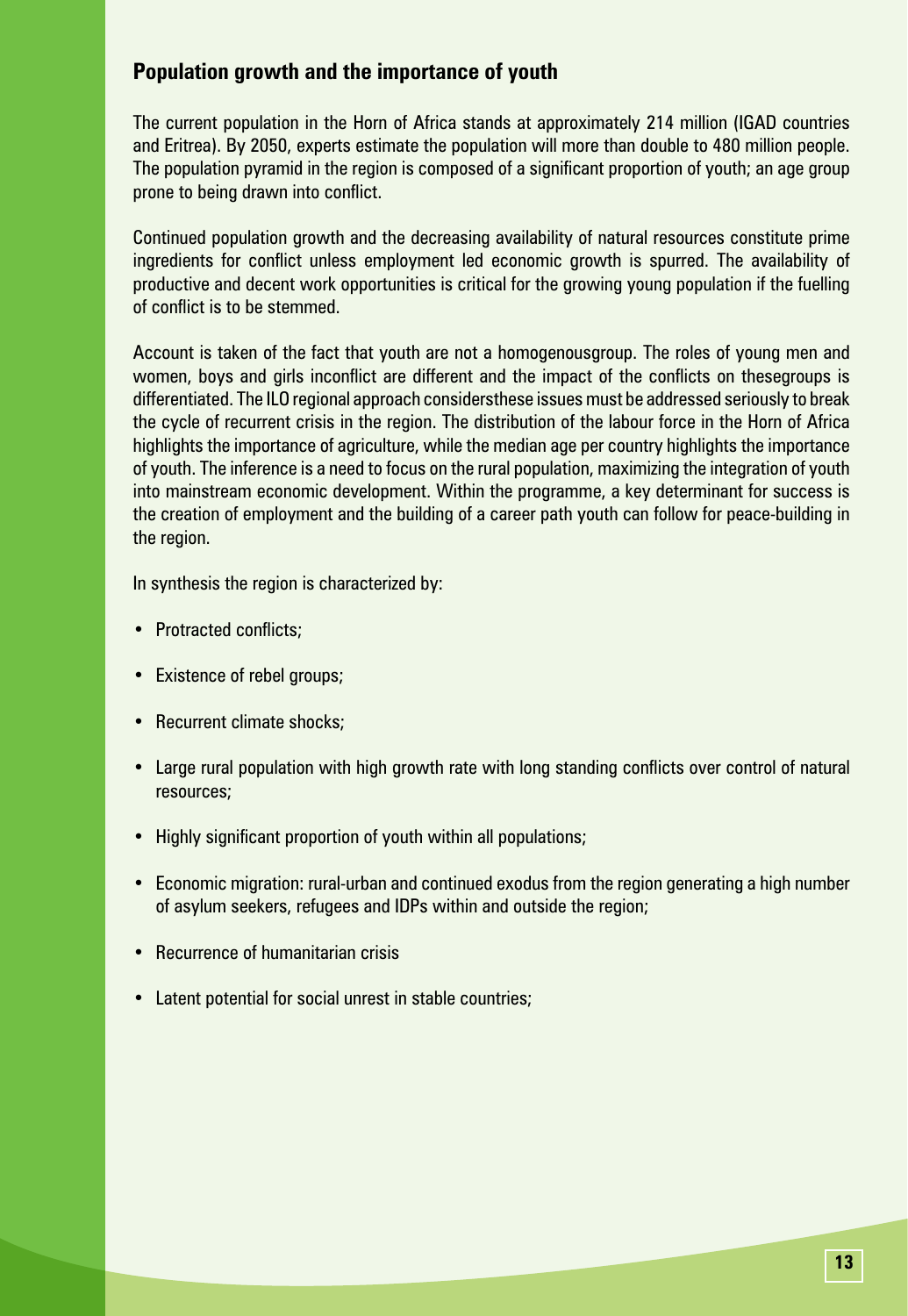## Population growth and the importance of youth

The current population in the Horn of Africa stands at approximately 214 million (IGAD countries and Eritrea). By 2050, experts estimate the population will more than double to 480 million people. The population pyramid in the region is composed of a significant proportion of youth; an age group prone to being drawn into conflict.

Continued population growth and the decreasing availability of natural resources constitute prime ingredients for conflict unless employment led economic growth is spurred. The availability of productive and decent work opportunities is critical for the growing young population if the fuelling of conflict is to be stemmed.

Account is taken of the fact that youth are not a homogenousgroup. The roles of young men and women, boys and girls inconflict are different and the impact of the conflicts on thesegroups is differentiated. The ILO regional approach considersthese issues must be addressed seriously to break the cycle of recurrent crisis in the region. The distribution of the labour force in the Horn of Africa highlights the importance of agriculture, while the median age per country highlights the importance of youth. The inference is a need to focus on the rural population, maximizing the integration of youth into mainstream economic development. Within the programme, a key determinant for success is the creation of employment and the building of a career path youth can follow for peace-building in the region.

In synthesis the region is characterized by:

- Protracted conflicts;
- Existence of rebel groups;
- Recurrent climate shocks;
- Large rural population with high growth rate with long standing conflicts over control of natural resources;
- Highly significant proportion of youth within all populations;
- Economic migration: rural-urban and continued exodus from the region generating a high number of asylum seekers, refugees and IDPs within and outside the region;
- Recurrence of humanitarian crisis
- Latent potential for social unrest in stable countries;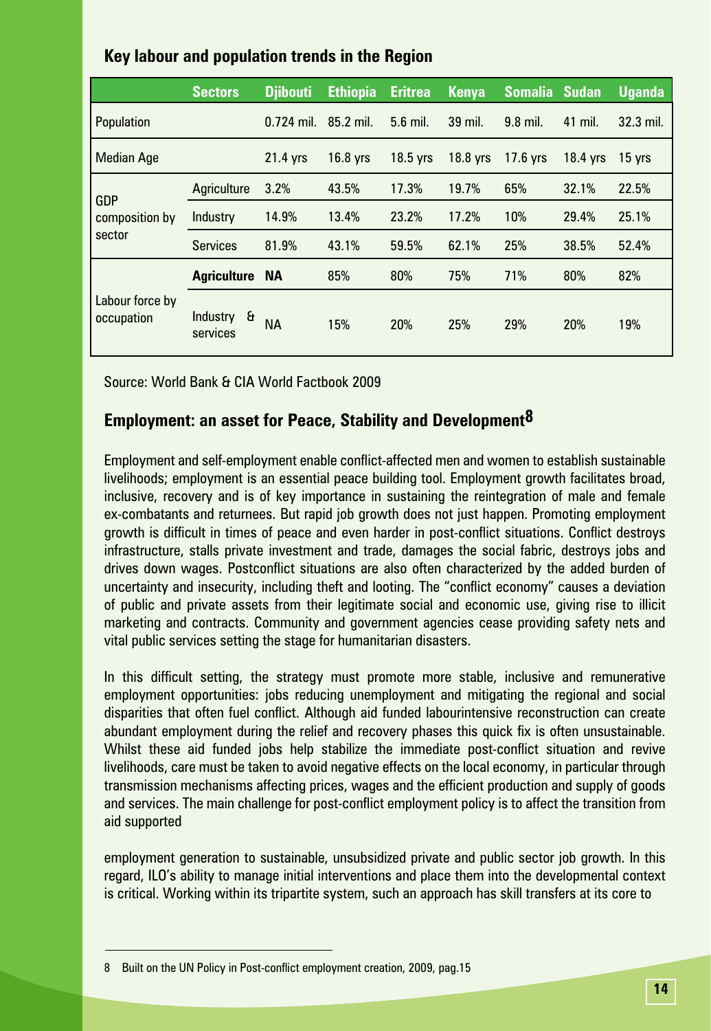## Key labour and population trends in the Region

| | Sectors | Djibouti | Ethiopia | Eritrea | Kenya | Somalia | Sudan | Uganda |
|---|---|---|---|---|---|---|---|---|
| Population | | 0.724 mil. | 85.2 mil. | 5.6 mil. | 39 mil. | 9.8 mil. | 41 mil. | 32.3 mil. |
| Median Age | | 21.4 yrs | 16.8 yrs | 18.5 yrs | 18.8 yrs | 17.6 yrs | 18.4 yrs | 15 yrs |
| GDP composition by sector | Agriculture | 3.2% | 43.5% | 17.3% | 19.7% | 65% | 32.1% | 22.5% |
| | Industry | 14.9% | 13.4% | 23.2% | 17.2% | 10% | 29.4% | 25.1% |
| | Services | 81.9% | 43.1% | 59.5% | 62.1% | 25% | 38.5% | 52.4% |
| Labour force by occupation | **Agriculture** | **NA** | 85% | 80% | 75% | 71% | 80% | 82% |
| | Industry & services | NA | 15% | 20% | 25% | 29% | 20% | 19% |

Source: World Bank & CIA World Factbook 2009

## Employment: an asset for Peace, Stability and Development[8]

Employment and self-employment enable conflict-affected men and women to establish sustainable livelihoods; employment is an essential peace building tool. Employment growth facilitates broad, inclusive, recovery and is of key importance in sustaining the reintegration of male and female ex-combatants and returnees. But rapid job growth does not just happen. Promoting employment growth is difficult in times of peace and even harder in post-conflict situations. Conflict destroys infrastructure, stalls private investment and trade, damages the social fabric, destroys jobs and drives down wages. Postconflict situations are also often characterized by the added burden of uncertainty and insecurity, including theft and looting. The "conflict economy" causes a deviation of public and private assets from their legitimate social and economic use, giving rise to illicit marketing and contracts. Community and government agencies cease providing safety nets and vital public services setting the stage for humanitarian disasters.

In this difficult setting, the strategy must promote more stable, inclusive and remunerative employment opportunities: jobs reducing unemployment and mitigating the regional and social disparities that often fuel conflict. Although aid funded labourintensive reconstruction can create abundant employment during the relief and recovery phases this quick fix is often unsustainable. Whilst these aid funded jobs help stabilize the immediate post-conflict situation and revive livelihoods, care must be taken to avoid negative effects on the local economy, in particular through transmission mechanisms affecting prices, wages and the efficient production and supply of goods and services. The main challenge for post-conflict employment policy is to affect the transition from aid supported

employment generation to sustainable, unsubsidized private and public sector job growth. In this regard, ILO's ability to manage initial interventions and place them into the developmental context is critical. Working within its tripartite system, such an approach has skill transfers at its core to

8 Built on the UN Policy in Post-conflict employment creation, 2009, pag.15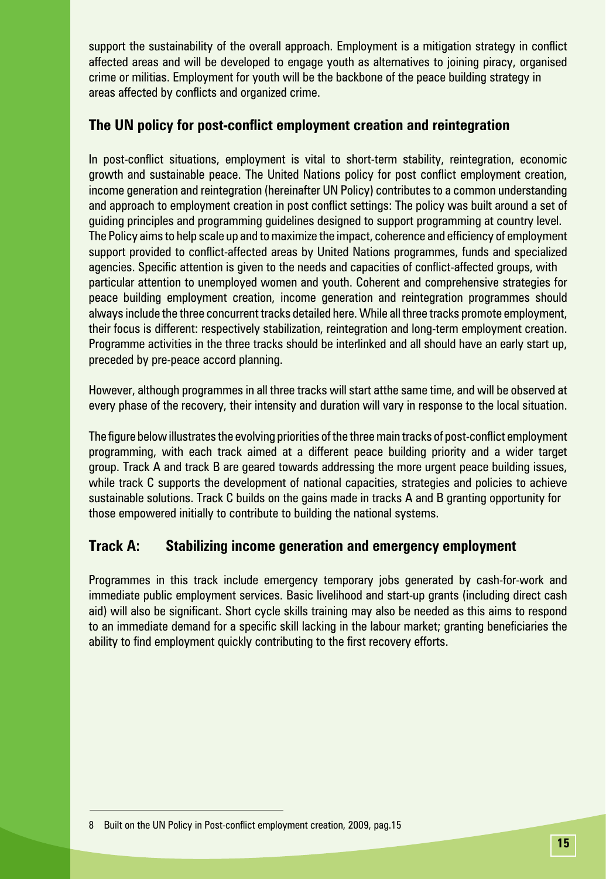support the sustainability of the overall approach. Employment is a mitigation strategy in conflict affected areas and will be developed to engage youth as alternatives to joining piracy, organised crime or militias. Employment for youth will be the backbone of the peace building strategy in areas affected by conflicts and organized crime.

## The UN policy for post-conflict employment creation and reintegration

In post-conflict situations, employment is vital to short-term stability, reintegration, economic growth and sustainable peace. The United Nations policy for post conflict employment creation, income generation and reintegration (hereinafter UN Policy) contributes to a common understanding and approach to employment creation in post conflict settings: The policy was built around a set of guiding principles and programming guidelines designed to support programming at country level. The Policy aims to help scale up and to maximize the impact, coherence and efficiency of employment support provided to conflict-affected areas by United Nations programmes, funds and specialized agencies. Specific attention is given to the needs and capacities of conflict-affected groups, with particular attention to unemployed women and youth. Coherent and comprehensive strategies for peace building employment creation, income generation and reintegration programmes should always include the three concurrent tracks detailed here. While all three tracks promote employment, their focus is different: respectively stabilization, reintegration and long-term employment creation. Programme activities in the three tracks should be interlinked and all should have an early start up, preceded by pre-peace accord planning.

However, although programmes in all three tracks will start atthe same time, and will be observed at every phase of the recovery, their intensity and duration will vary in response to the local situation.

The figure below illustrates the evolving priorities of the three main tracks of post-conflict employment programming, with each track aimed at a different peace building priority and a wider target group. Track A and track B are geared towards addressing the more urgent peace building issues, while track C supports the development of national capacities, strategies and policies to achieve sustainable solutions. Track C builds on the gains made in tracks A and B granting opportunity for those empowered initially to contribute to building the national systems.

## Track A: Stabilizing income generation and emergency employment

Programmes in this track include emergency temporary jobs generated by cash-for-work and immediate public employment services. Basic livelihood and start-up grants (including direct cash aid) will also be significant. Short cycle skills training may also be needed as this aims to respond to an immediate demand for a specific skill lacking in the labour market; granting beneficiaries the ability to find employment quickly contributing to the first recovery efforts.

8 Built on the UN Policy in Post-conflict employment creation, 2009, pag.15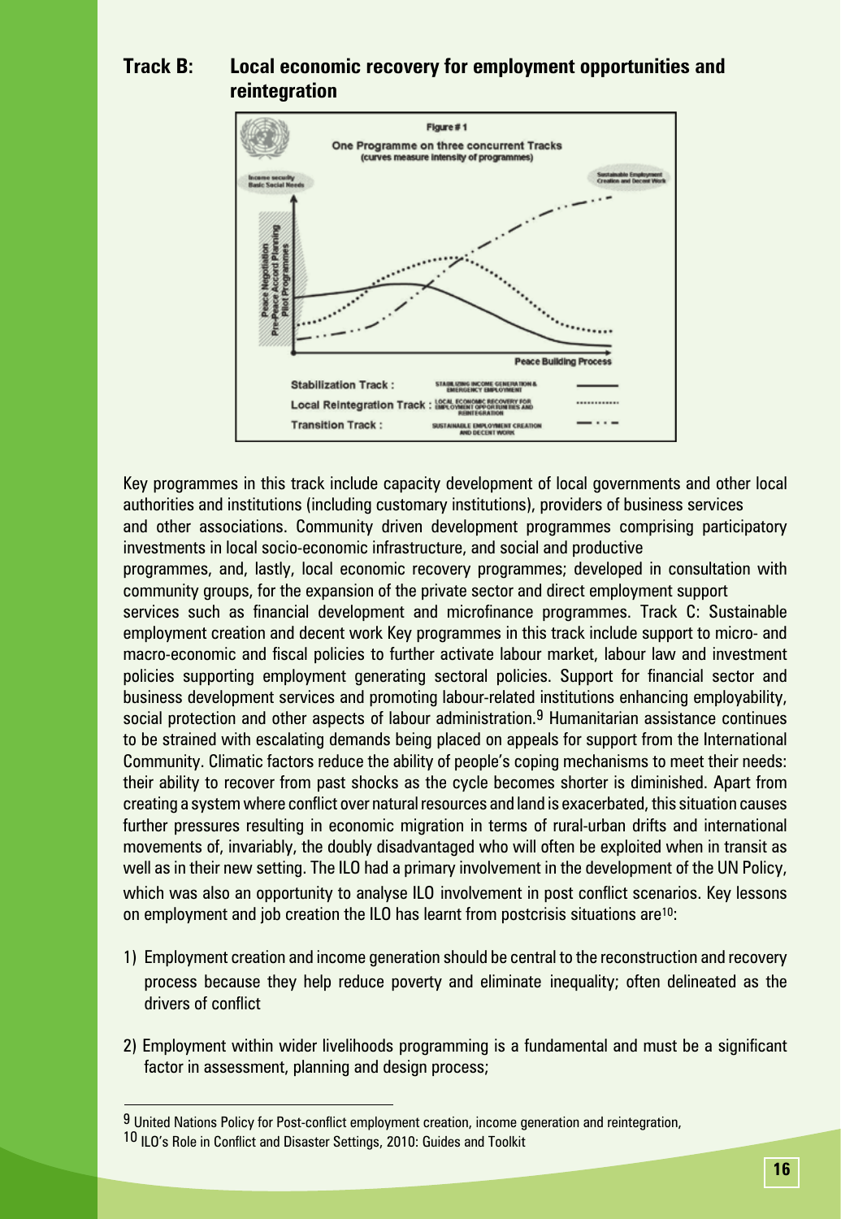## Track B: Local economic recovery for employment opportunities and reintegration

Figure # 1

One Programme on three concurrent Tracks (curves measure intensity of programmes)

Key programmes in this track include capacity development of local governments and other local authorities and institutions (including customary institutions), providers of business services and other associations. Community driven development programmes comprising participatory investments in local socio-economic infrastructure, and social and productive programmes, and, lastly, local economic recovery programmes; developed in consultation with community groups, for the expansion of the private sector and direct employment support services such as financial development and microfinance programmes. Track C: Sustainable employment creation and decent work Key programmes in this track include support to micro- and macro-economic and fiscal policies to further activate labour market, labour law and investment policies supporting employment generating sectoral policies. Support for financial sector and business development services and promoting labour-related institutions enhancing employability, social protection and other aspects of labour administration.[9] Humanitarian assistance continues to be strained with escalating demands being placed on appeals for support from the International Community. Climatic factors reduce the ability of people's coping mechanisms to meet their needs: their ability to recover from past shocks as the cycle becomes shorter is diminished. Apart from creating a system where conflict over natural resources and land is exacerbated, this situation causes further pressures resulting in economic migration in terms of rural-urban drifts and international movements of, invariably, the doubly disadvantaged who will often be exploited when in transit as well as in their new setting. The ILO had a primary involvement in the development of the UN Policy, which was also an opportunity to analyse ILO involvement in post conflict scenarios. Key lessons on employment and job creation the ILO has learnt from postcrisis situations are[10]:

1) Employment creation and income generation should be central to the reconstruction and recovery process because they help reduce poverty and eliminate inequality; often delineated as the drivers of conflict

2) Employment within wider livelihoods programming is a fundamental and must be a significant factor in assessment, planning and design process;

---

[9] United Nations Policy for Post-conflict employment creation, income generation and reintegration,

[10] ILO's Role in Conflict and Disaster Settings, 2010: Guides and Toolkit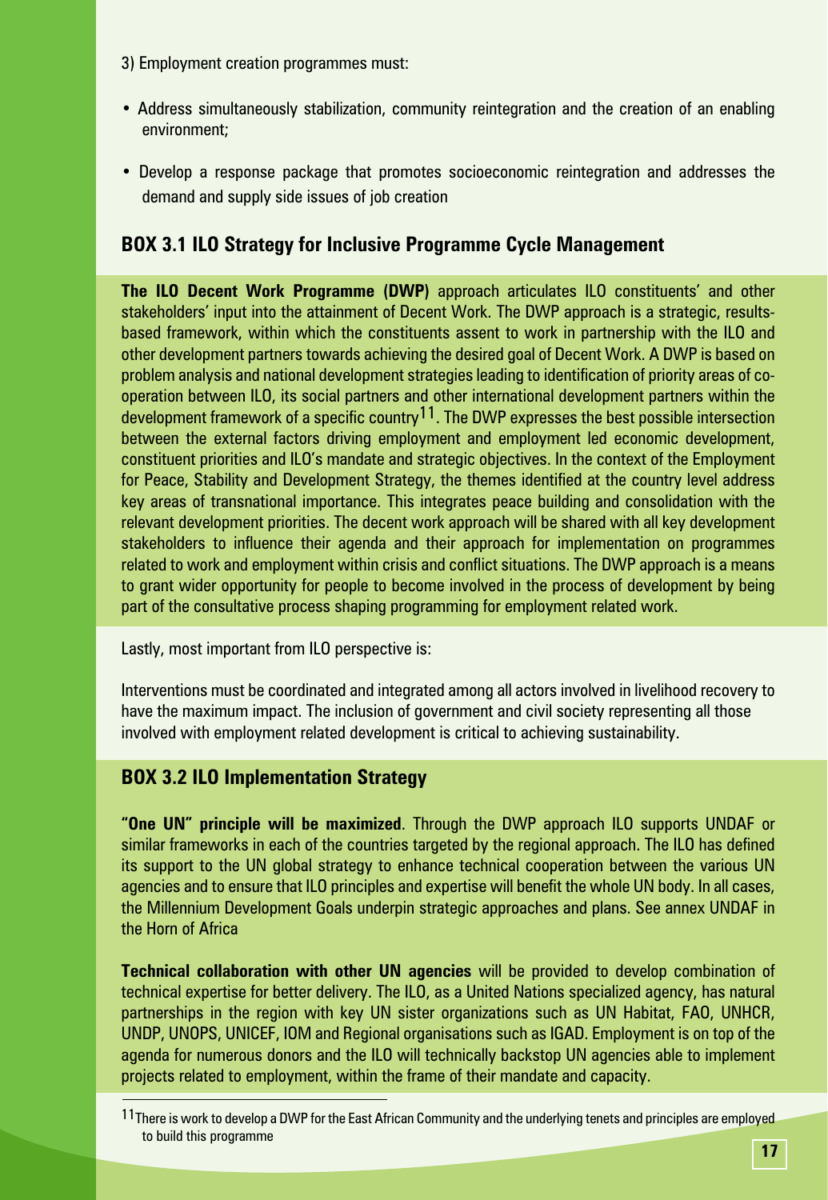3) Employment creation programmes must:

- Address simultaneously stabilization, community reintegration and the creation of an enabling environment;
- Develop a response package that promotes socioeconomic reintegration and addresses the demand and supply side issues of job creation

### BOX 3.1 ILO Strategy for Inclusive Programme Cycle Management

**The ILO Decent Work Programme (DWP)** approach articulates ILO constituents' and other stakeholders' input into the attainment of Decent Work. The DWP approach is a strategic, results-based framework, within which the constituents assent to work in partnership with the ILO and other development partners towards achieving the desired goal of Decent Work. A DWP is based on problem analysis and national development strategies leading to identification of priority areas of co-operation between ILO, its social partners and other international development partners within the development framework of a specific country[11]. The DWP expresses the best possible intersection between the external factors driving employment and employment led economic development, constituent priorities and ILO's mandate and strategic objectives. In the context of the Employment for Peace, Stability and Development Strategy, the themes identified at the country level address key areas of transnational importance. This integrates peace building and consolidation with the relevant development priorities. The decent work approach will be shared with all key development stakeholders to influence their agenda and their approach for implementation on programmes related to work and employment within crisis and conflict situations. The DWP approach is a means to grant wider opportunity for people to become involved in the process of development by being part of the consultative process shaping programming for employment related work.

Lastly, most important from ILO perspective is:

Interventions must be coordinated and integrated among all actors involved in livelihood recovery to have the maximum impact. The inclusion of government and civil society representing all those involved with employment related development is critical to achieving sustainability.

### BOX 3.2 ILO Implementation Strategy

**"One UN" principle will be maximized**. Through the DWP approach ILO supports UNDAF or similar frameworks in each of the countries targeted by the regional approach. The ILO has defined its support to the UN global strategy to enhance technical cooperation between the various UN agencies and to ensure that ILO principles and expertise will benefit the whole UN body. In all cases, the Millennium Development Goals underpin strategic approaches and plans. See annex UNDAF in the Horn of Africa

**Technical collaboration with other UN agencies** will be provided to develop combination of technical expertise for better delivery. The ILO, as a United Nations specialized agency, has natural partnerships in the region with key UN sister organizations such as UN Habitat, FAO, UNHCR, UNDP, UNOPS, UNICEF, IOM and Regional organisations such as IGAD. Employment is on top of the agenda for numerous donors and the ILO will technically backstop UN agencies able to implement projects related to employment, within the frame of their mandate and capacity.

[11] There is work to develop a DWP for the East African Community and the underlying tenets and principles are employed to build this programme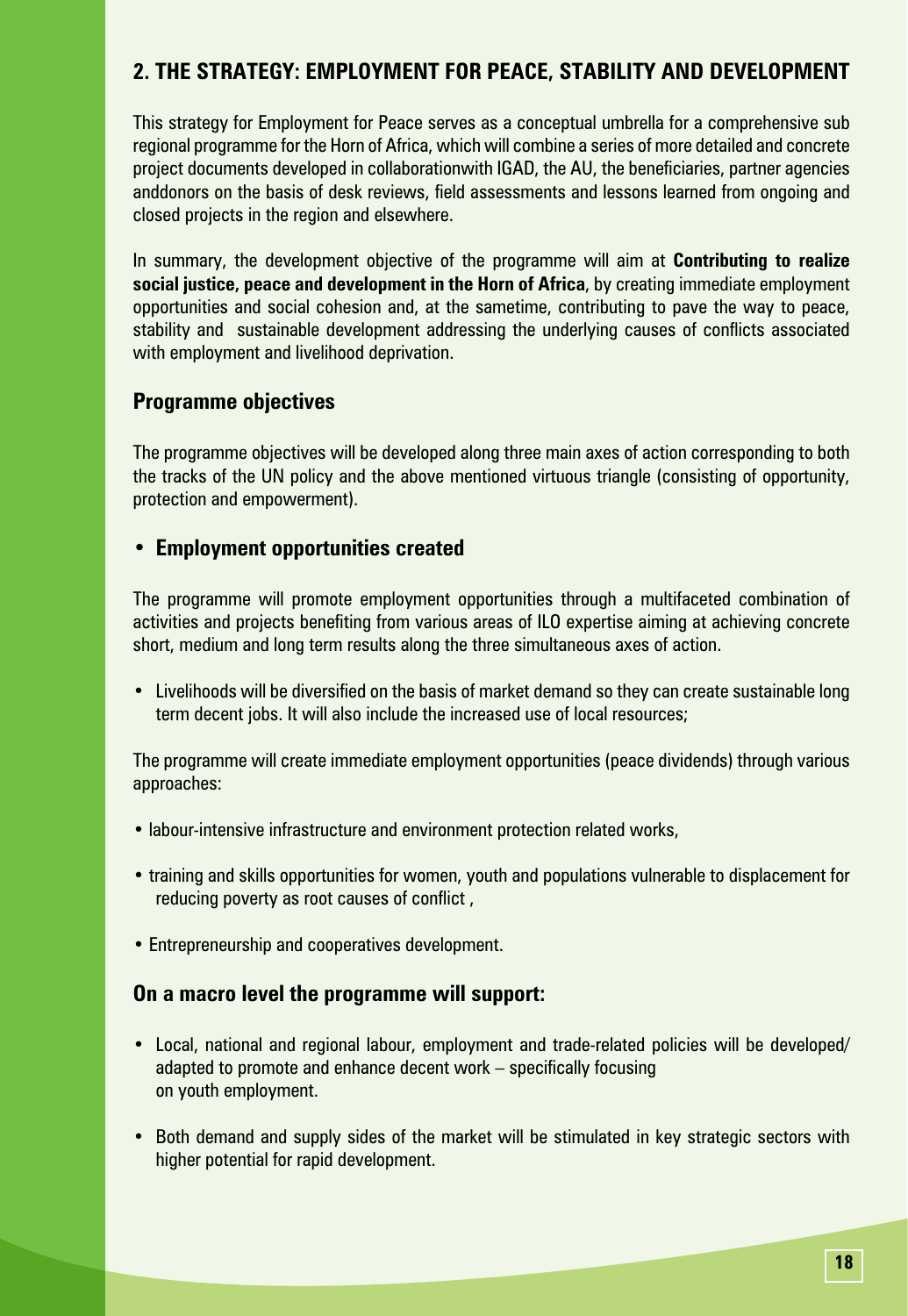## 2. THE STRATEGY: EMPLOYMENT FOR PEACE, STABILITY AND DEVELOPMENT

This strategy for Employment for Peace serves as a conceptual umbrella for a comprehensive sub regional programme for the Horn of Africa, which will combine a series of more detailed and concrete project documents developed in collaborationwith IGAD, the AU, the beneficiaries, partner agencies anddonors on the basis of desk reviews, field assessments and lessons learned from ongoing and closed projects in the region and elsewhere.

In summary, the development objective of the programme will aim at **Contributing to realize social justice, peace and development in the Horn of Africa**, by creating immediate employment opportunities and social cohesion and, at the sametime, contributing to pave the way to peace, stability and sustainable development addressing the underlying causes of conflicts associated with employment and livelihood deprivation.

### Programme objectives

The programme objectives will be developed along three main axes of action corresponding to both the tracks of the UN policy and the above mentioned virtuous triangle (consisting of opportunity, protection and empowerment).

- **Employment opportunities created**

The programme will promote employment opportunities through a multifaceted combination of activities and projects benefiting from various areas of ILO expertise aiming at achieving concrete short, medium and long term results along the three simultaneous axes of action.

- Livelihoods will be diversified on the basis of market demand so they can create sustainable long term decent jobs. It will also include the increased use of local resources;

The programme will create immediate employment opportunities (peace dividends) through various approaches:

- labour-intensive infrastructure and environment protection related works,
- training and skills opportunities for women, youth and populations vulnerable to displacement for reducing poverty as root causes of conflict ,
- Entrepreneurship and cooperatives development.

### On a macro level the programme will support:

- Local, national and regional labour, employment and trade-related policies will be developed/ adapted to promote and enhance decent work – specifically focusing on youth employment.
- Both demand and supply sides of the market will be stimulated in key strategic sectors with higher potential for rapid development.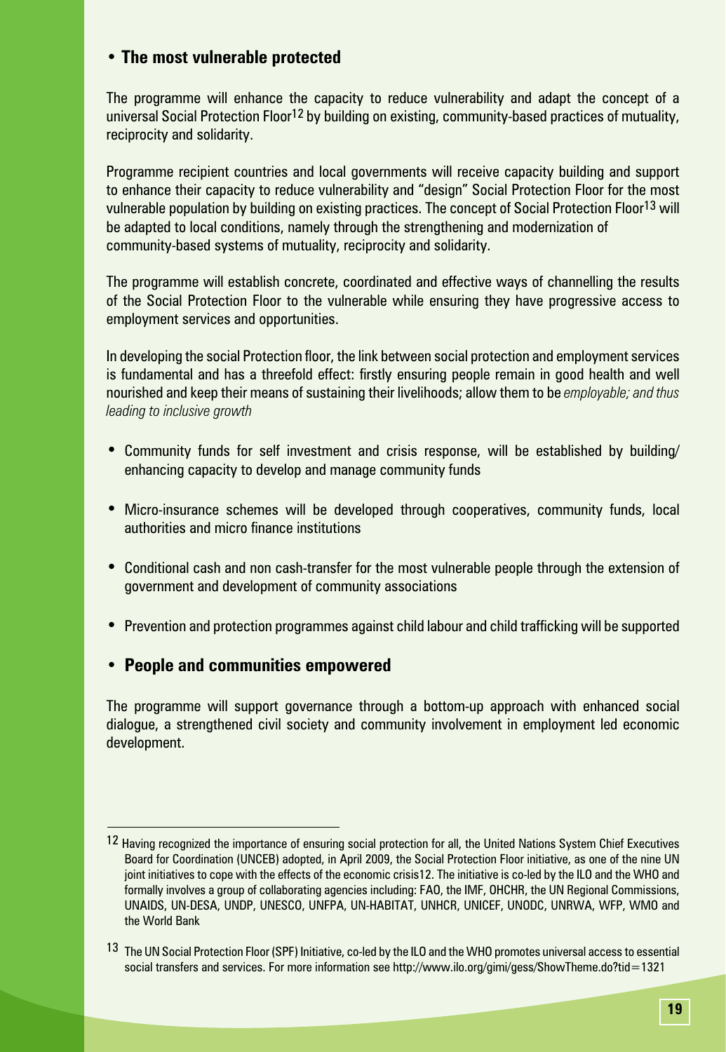- **The most vulnerable protected**

The programme will enhance the capacity to reduce vulnerability and adapt the concept of a universal Social Protection Floor[12] by building on existing, community-based practices of mutuality, reciprocity and solidarity.

Programme recipient countries and local governments will receive capacity building and support to enhance their capacity to reduce vulnerability and "design" Social Protection Floor for the most vulnerable population by building on existing practices. The concept of Social Protection Floor[13] will be adapted to local conditions, namely through the strengthening and modernization of community-based systems of mutuality, reciprocity and solidarity.

The programme will establish concrete, coordinated and effective ways of channelling the results of the Social Protection Floor to the vulnerable while ensuring they have progressive access to employment services and opportunities.

In developing the social Protection floor, the link between social protection and employment services is fundamental and has a threefold effect: firstly ensuring people remain in good health and well nourished and keep their means of sustaining their livelihoods; allow them to be *employable; and thus leading to inclusive growth*

- Community funds for self investment and crisis response, will be established by building/ enhancing capacity to develop and manage community funds
- Micro-insurance schemes will be developed through cooperatives, community funds, local authorities and micro finance institutions
- Conditional cash and non cash-transfer for the most vulnerable people through the extension of government and development of community associations
- Prevention and protection programmes against child labour and child trafficking will be supported

- **People and communities empowered**

The programme will support governance through a bottom-up approach with enhanced social dialogue, a strengthened civil society and community involvement in employment led economic development.

---

[12] Having recognized the importance of ensuring social protection for all, the United Nations System Chief Executives Board for Coordination (UNCEB) adopted, in April 2009, the Social Protection Floor initiative, as one of the nine UN joint initiatives to cope with the effects of the economic crisis12. The initiative is co-led by the ILO and the WHO and formally involves a group of collaborating agencies including: FAO, the IMF, OHCHR, the UN Regional Commissions, UNAIDS, UN-DESA, UNDP, UNESCO, UNFPA, UN-HABITAT, UNHCR, UNICEF, UNODC, UNRWA, WFP, WMO and the World Bank

[13] The UN Social Protection Floor (SPF) Initiative, co-led by the ILO and the WHO promotes universal access to essential social transfers and services. For more information see http://www.ilo.org/gimi/gess/ShowTheme.do?tid=1321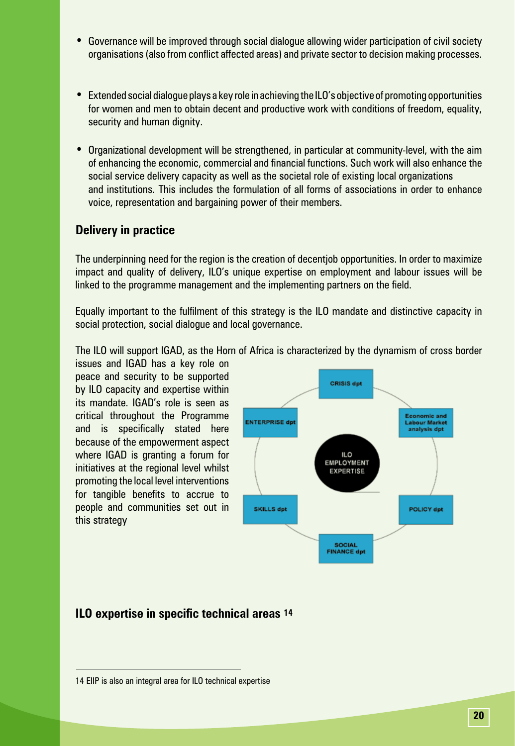- Governance will be improved through social dialogue allowing wider participation of civil society organisations (also from conflict affected areas) and private sector to decision making processes.

- Extended social dialogue plays a key role in achieving the ILO's objective of promoting opportunities for women and men to obtain decent and productive work with conditions of freedom, equality, security and human dignity.

- Organizational development will be strengthened, in particular at community-level, with the aim of enhancing the economic, commercial and financial functions. Such work will also enhance the social service delivery capacity as well as the societal role of existing local organizations and institutions. This includes the formulation of all forms of associations in order to enhance voice, representation and bargaining power of their members.

## Delivery in practice

The underpinning need for the region is the creation of decentjob opportunities. In order to maximize impact and quality of delivery, ILO's unique expertise on employment and labour issues will be linked to the programme management and the implementing partners on the field.

Equally important to the fulfilment of this strategy is the ILO mandate and distinctive capacity in social protection, social dialogue and local governance.

The ILO will support IGAD, as the Horn of Africa is characterized by the dynamism of cross border issues and IGAD has a key role on peace and security to be supported by ILO capacity and expertise within its mandate. IGAD's role is seen as critical throughout the Programme and is specifically stated here because of the empowerment aspect where IGAD is granting a forum for initiatives at the regional level whilst promoting the local level interventions for tangible benefits to accrue to people and communities set out in this strategy

ILO EMPLOYMENT EXPERTISE: CRISIS dpt; Economic and Labour Market analysis dpt; POLICY dpt; SOCIAL FINANCE dpt; SKILLS dpt; ENTERPRISE dpt

## ILO expertise in specific technical areas [14]

[14] EIIP is also an integral area for ILO technical expertise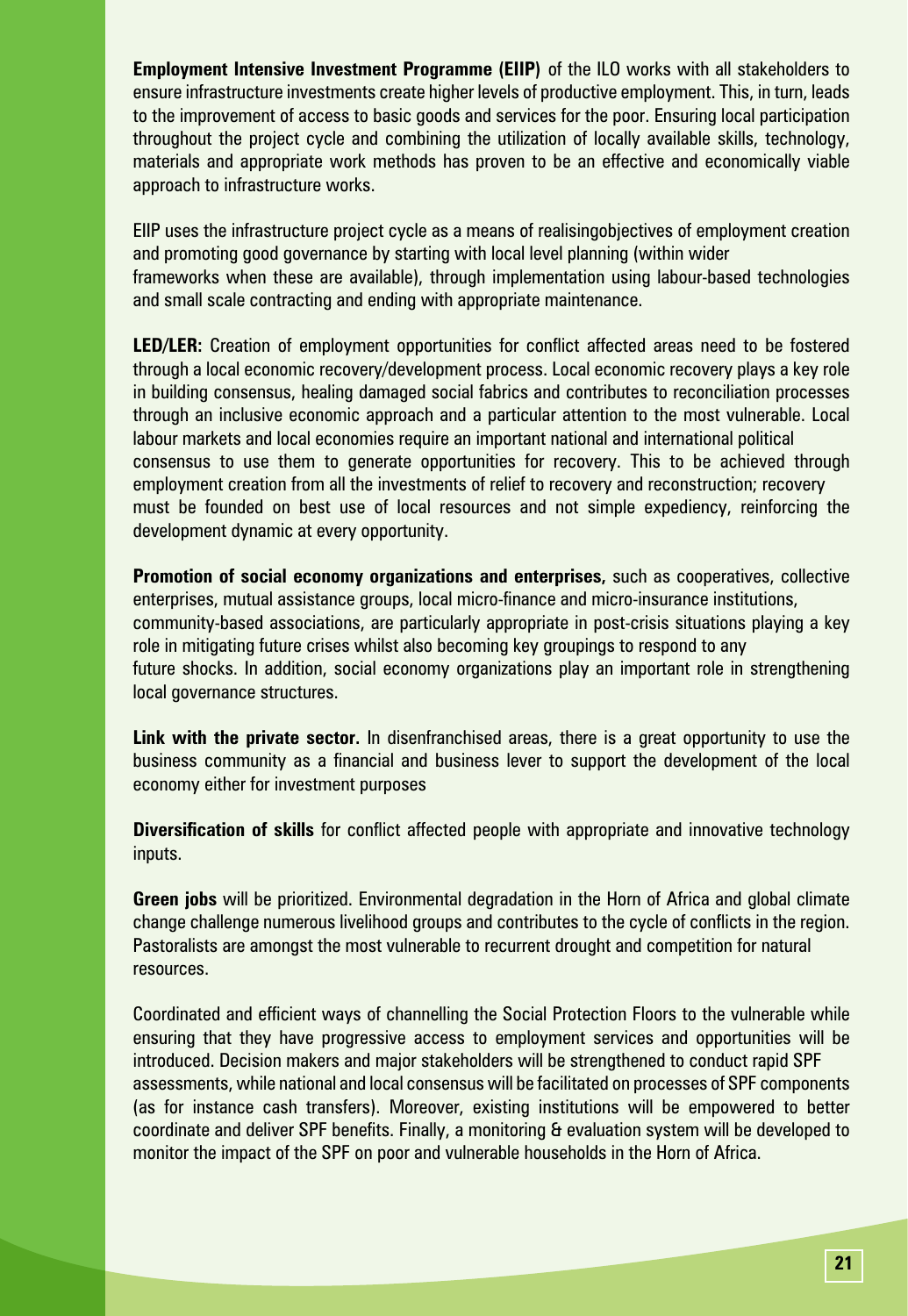**Employment Intensive Investment Programme (EIIP)** of the ILO works with all stakeholders to ensure infrastructure investments create higher levels of productive employment. This, in turn, leads to the improvement of access to basic goods and services for the poor. Ensuring local participation throughout the project cycle and combining the utilization of locally available skills, technology, materials and appropriate work methods has proven to be an effective and economically viable approach to infrastructure works.

EIIP uses the infrastructure project cycle as a means of realisingobjectives of employment creation and promoting good governance by starting with local level planning (within wider frameworks when these are available), through implementation using labour-based technologies and small scale contracting and ending with appropriate maintenance.

**LED/LER:** Creation of employment opportunities for conflict affected areas need to be fostered through a local economic recovery/development process. Local economic recovery plays a key role in building consensus, healing damaged social fabrics and contributes to reconciliation processes through an inclusive economic approach and a particular attention to the most vulnerable. Local labour markets and local economies require an important national and international political consensus to use them to generate opportunities for recovery. This to be achieved through employment creation from all the investments of relief to recovery and reconstruction; recovery must be founded on best use of local resources and not simple expediency, reinforcing the development dynamic at every opportunity.

**Promotion of social economy organizations and enterprises,** such as cooperatives, collective enterprises, mutual assistance groups, local micro-finance and micro-insurance institutions, community-based associations, are particularly appropriate in post-crisis situations playing a key role in mitigating future crises whilst also becoming key groupings to respond to any future shocks. In addition, social economy organizations play an important role in strengthening local governance structures.

**Link with the private sector.** In disenfranchised areas, there is a great opportunity to use the business community as a financial and business lever to support the development of the local economy either for investment purposes

**Diversification of skills** for conflict affected people with appropriate and innovative technology inputs.

**Green jobs** will be prioritized. Environmental degradation in the Horn of Africa and global climate change challenge numerous livelihood groups and contributes to the cycle of conflicts in the region. Pastoralists are amongst the most vulnerable to recurrent drought and competition for natural resources.

Coordinated and efficient ways of channelling the Social Protection Floors to the vulnerable while ensuring that they have progressive access to employment services and opportunities will be introduced. Decision makers and major stakeholders will be strengthened to conduct rapid SPF assessments, while national and local consensus will be facilitated on processes of SPF components (as for instance cash transfers). Moreover, existing institutions will be empowered to better coordinate and deliver SPF benefits. Finally, a monitoring & evaluation system will be developed to monitor the impact of the SPF on poor and vulnerable households in the Horn of Africa.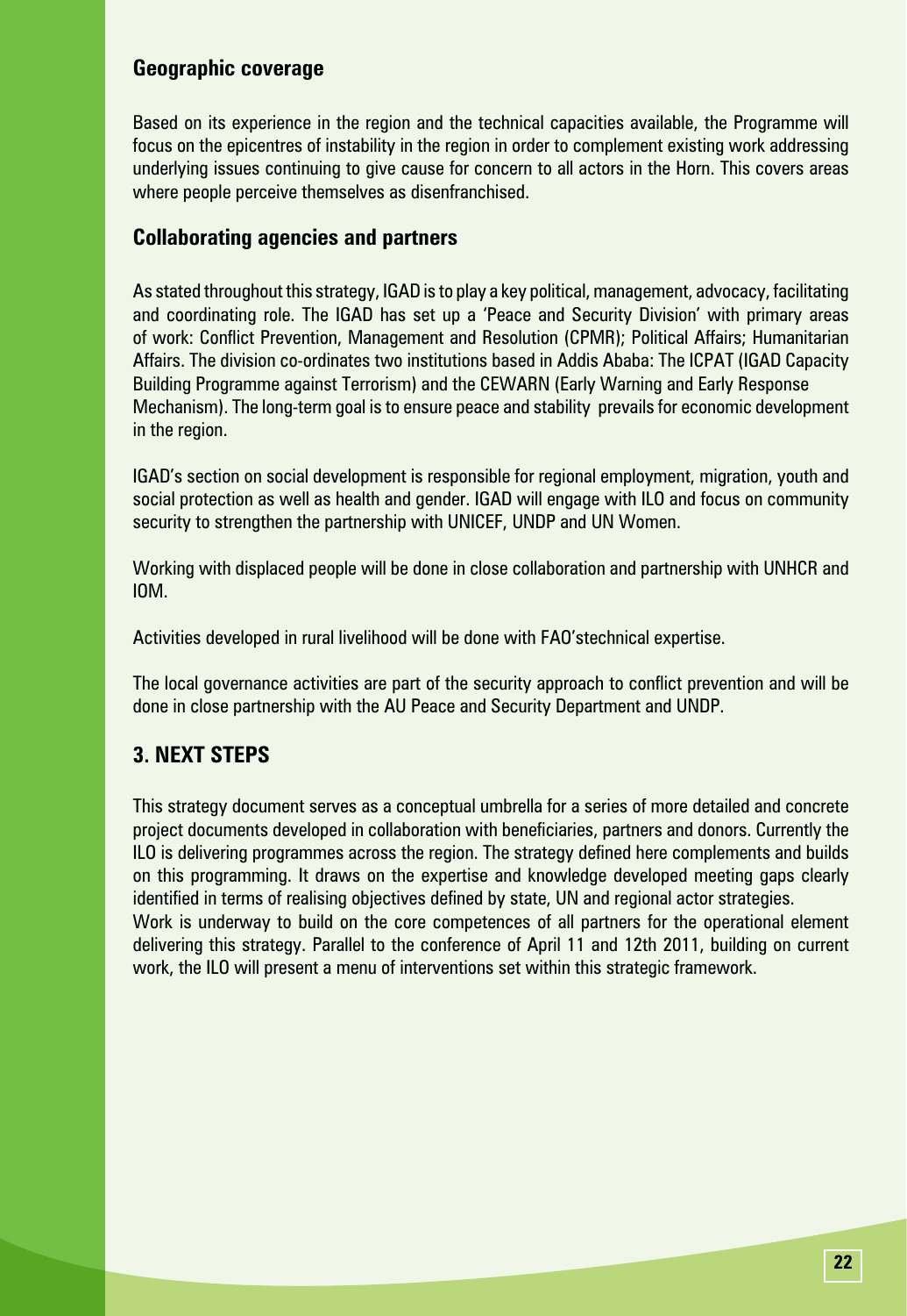## Geographic coverage

Based on its experience in the region and the technical capacities available, the Programme will focus on the epicentres of instability in the region in order to complement existing work addressing underlying issues continuing to give cause for concern to all actors in the Horn. This covers areas where people perceive themselves as disenfranchised.

## Collaborating agencies and partners

As stated throughout this strategy, IGAD is to play a key political, management, advocacy, facilitating and coordinating role. The IGAD has set up a 'Peace and Security Division' with primary areas of work: Conflict Prevention, Management and Resolution (CPMR); Political Affairs; Humanitarian Affairs. The division co-ordinates two institutions based in Addis Ababa: The ICPAT (IGAD Capacity Building Programme against Terrorism) and the CEWARN (Early Warning and Early Response Mechanism). The long-term goal is to ensure peace and stability prevails for economic development in the region.

IGAD's section on social development is responsible for regional employment, migration, youth and social protection as well as health and gender. IGAD will engage with ILO and focus on community security to strengthen the partnership with UNICEF, UNDP and UN Women.

Working with displaced people will be done in close collaboration and partnership with UNHCR and IOM.

Activities developed in rural livelihood will be done with FAO'stechnical expertise.

The local governance activities are part of the security approach to conflict prevention and will be done in close partnership with the AU Peace and Security Department and UNDP.

## 3. NEXT STEPS

This strategy document serves as a conceptual umbrella for a series of more detailed and concrete project documents developed in collaboration with beneficiaries, partners and donors. Currently the ILO is delivering programmes across the region. The strategy defined here complements and builds on this programming. It draws on the expertise and knowledge developed meeting gaps clearly identified in terms of realising objectives defined by state, UN and regional actor strategies.
Work is underway to build on the core competences of all partners for the operational element delivering this strategy. Parallel to the conference of April 11 and 12th 2011, building on current work, the ILO will present a menu of interventions set within this strategic framework.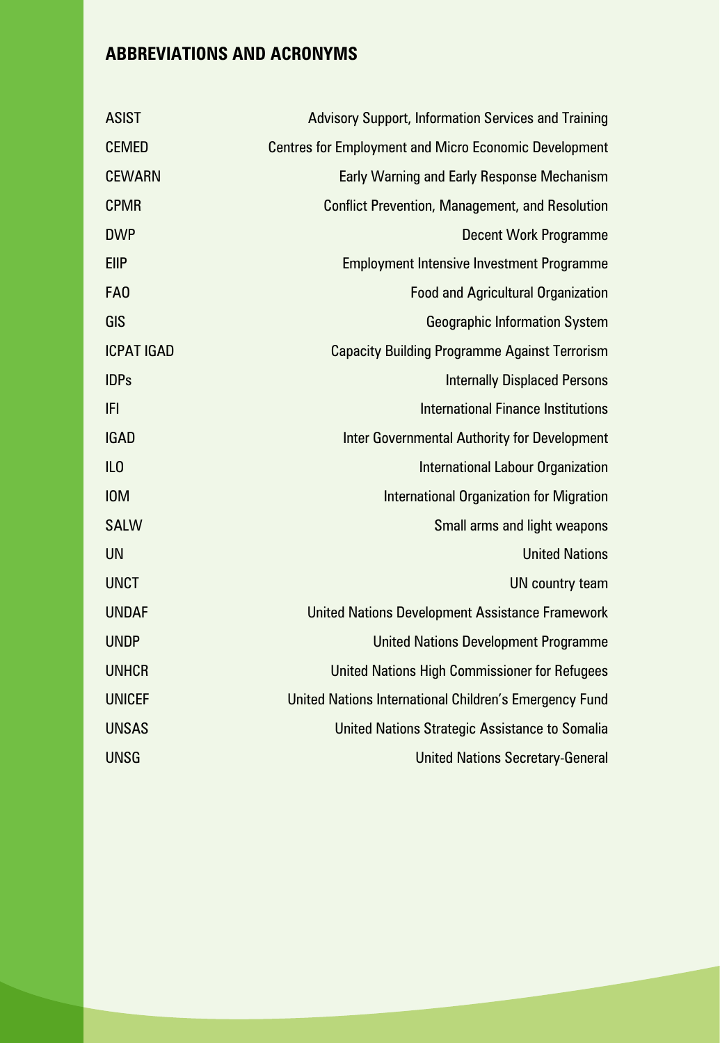## ABBREVIATIONS AND ACRONYMS

| | |
|---|---|
| ASIST | Advisory Support, Information Services and Training |
| CEMED | Centres for Employment and Micro Economic Development |
| CEWARN | Early Warning and Early Response Mechanism |
| CPMR | Conflict Prevention, Management, and Resolution |
| DWP | Decent Work Programme |
| EIIP | Employment Intensive Investment Programme |
| FAO | Food and Agricultural Organization |
| GIS | Geographic Information System |
| ICPAT IGAD | Capacity Building Programme Against Terrorism |
| IDPs | Internally Displaced Persons |
| IFI | International Finance Institutions |
| IGAD | Inter Governmental Authority for Development |
| ILO | International Labour Organization |
| IOM | International Organization for Migration |
| SALW | Small arms and light weapons |
| UN | United Nations |
| UNCT | UN country team |
| UNDAF | United Nations Development Assistance Framework |
| UNDP | United Nations Development Programme |
| UNHCR | United Nations High Commissioner for Refugees |
| UNICEF | United Nations International Children's Emergency Fund |
| UNSAS | United Nations Strategic Assistance to Somalia |
| UNSG | United Nations Secretary-General |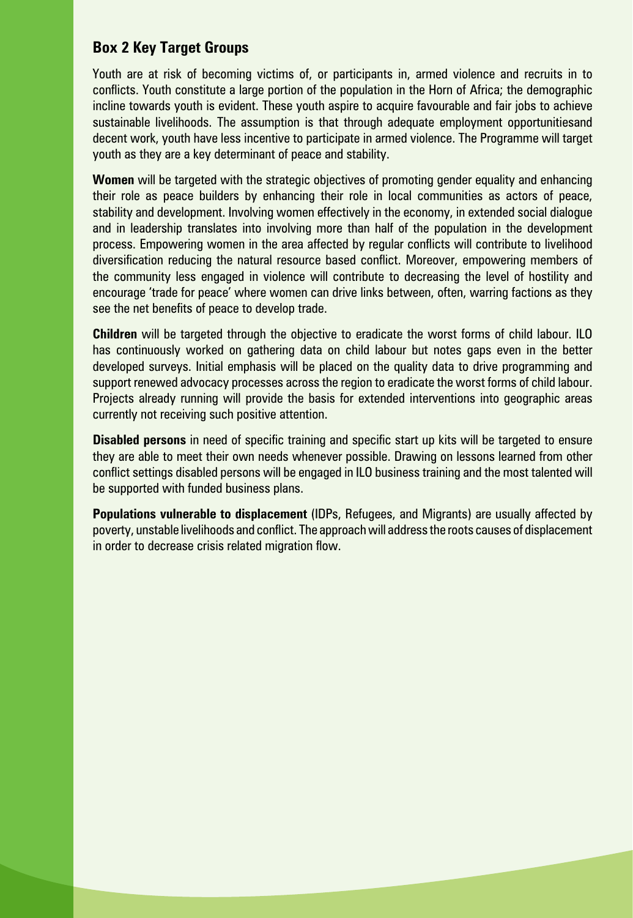### Box 2 Key Target Groups

Youth are at risk of becoming victims of, or participants in, armed violence and recruits in to conflicts. Youth constitute a large portion of the population in the Horn of Africa; the demographic incline towards youth is evident. These youth aspire to acquire favourable and fair jobs to achieve sustainable livelihoods. The assumption is that through adequate employment opportunitiesand decent work, youth have less incentive to participate in armed violence. The Programme will target youth as they are a key determinant of peace and stability.

**Women** will be targeted with the strategic objectives of promoting gender equality and enhancing their role as peace builders by enhancing their role in local communities as actors of peace, stability and development. Involving women effectively in the economy, in extended social dialogue and in leadership translates into involving more than half of the population in the development process. Empowering women in the area affected by regular conflicts will contribute to livelihood diversification reducing the natural resource based conflict. Moreover, empowering members of the community less engaged in violence will contribute to decreasing the level of hostility and encourage 'trade for peace' where women can drive links between, often, warring factions as they see the net benefits of peace to develop trade.

**Children** will be targeted through the objective to eradicate the worst forms of child labour. ILO has continuously worked on gathering data on child labour but notes gaps even in the better developed surveys. Initial emphasis will be placed on the quality data to drive programming and support renewed advocacy processes across the region to eradicate the worst forms of child labour. Projects already running will provide the basis for extended interventions into geographic areas currently not receiving such positive attention.

**Disabled persons** in need of specific training and specific start up kits will be targeted to ensure they are able to meet their own needs whenever possible. Drawing on lessons learned from other conflict settings disabled persons will be engaged in ILO business training and the most talented will be supported with funded business plans.

**Populations vulnerable to displacement** (IDPs, Refugees, and Migrants) are usually affected by poverty, unstable livelihoods and conflict. The approach will address the roots causes of displacement in order to decrease crisis related migration flow.